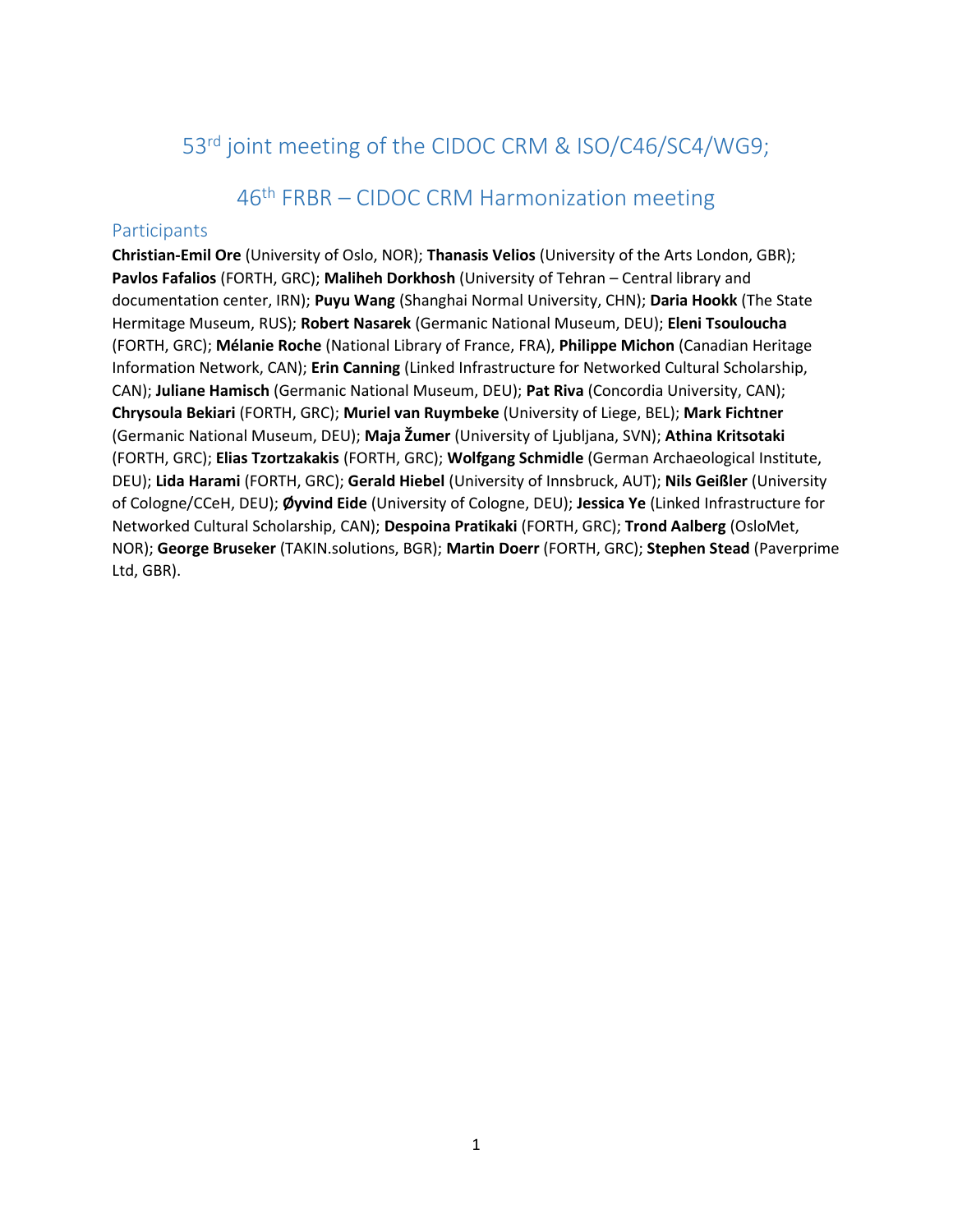# 53rd joint meeting of the CIDOC CRM & ISO/C46/SC4/WG9;

# 46th FRBR – CIDOC CRM Harmonization meeting

## Participants

**Christian-Emil Ore** (University of Oslo, NOR); **Thanasis Velios** (University of the Arts London, GBR); **Pavlos Fafalios** (FORTH, GRC); **Maliheh Dorkhosh** (University of Tehran – Central library and documentation center, IRN); **Puyu Wang** (Shanghai Normal University, CHN); **Daria Hookk** (The State Hermitage Museum, RUS); **Robert Nasarek** (Germanic National Museum, DEU); **Eleni Tsouloucha** (FORTH, GRC); **Mélanie Roche** (National Library of France, FRA), **Philippe Michon** (Canadian Heritage Information Network, CAN); **Erin Canning** (Linked Infrastructure for Networked Cultural Scholarship, CAN); **Juliane Hamisch** (Germanic National Museum, DEU); **Pat Riva** (Concordia University, CAN); **Chrysoula Bekiari** (FORTH, GRC); **Muriel van Ruymbeke** (University of Liege, BEL); **Mark Fichtner** (Germanic National Museum, DEU); **Maja Žumer** (University of Ljubljana, SVN); **Athina Kritsotaki** (FORTH, GRC); **Elias Tzortzakakis** (FORTH, GRC); **Wolfgang Schmidle** (German Archaeological Institute, DEU); **Lida Harami** (FORTH, GRC); **Gerald Hiebel** (University of Innsbruck, AUT); **Nils Geißler** (University of Cologne/CCeH, DEU); **Øyvind Eide** (University of Cologne, DEU); **Jessica Ye** (Linked Infrastructure for Networked Cultural Scholarship, CAN); **Despoina Pratikaki** (FORTH, GRC); **Trond Aalberg** (OsloMet, NOR); **George Bruseker** (TAKIN.solutions, BGR); **Martin Doerr** (FORTH, GRC); **Stephen Stead** (Paverprime Ltd, GBR).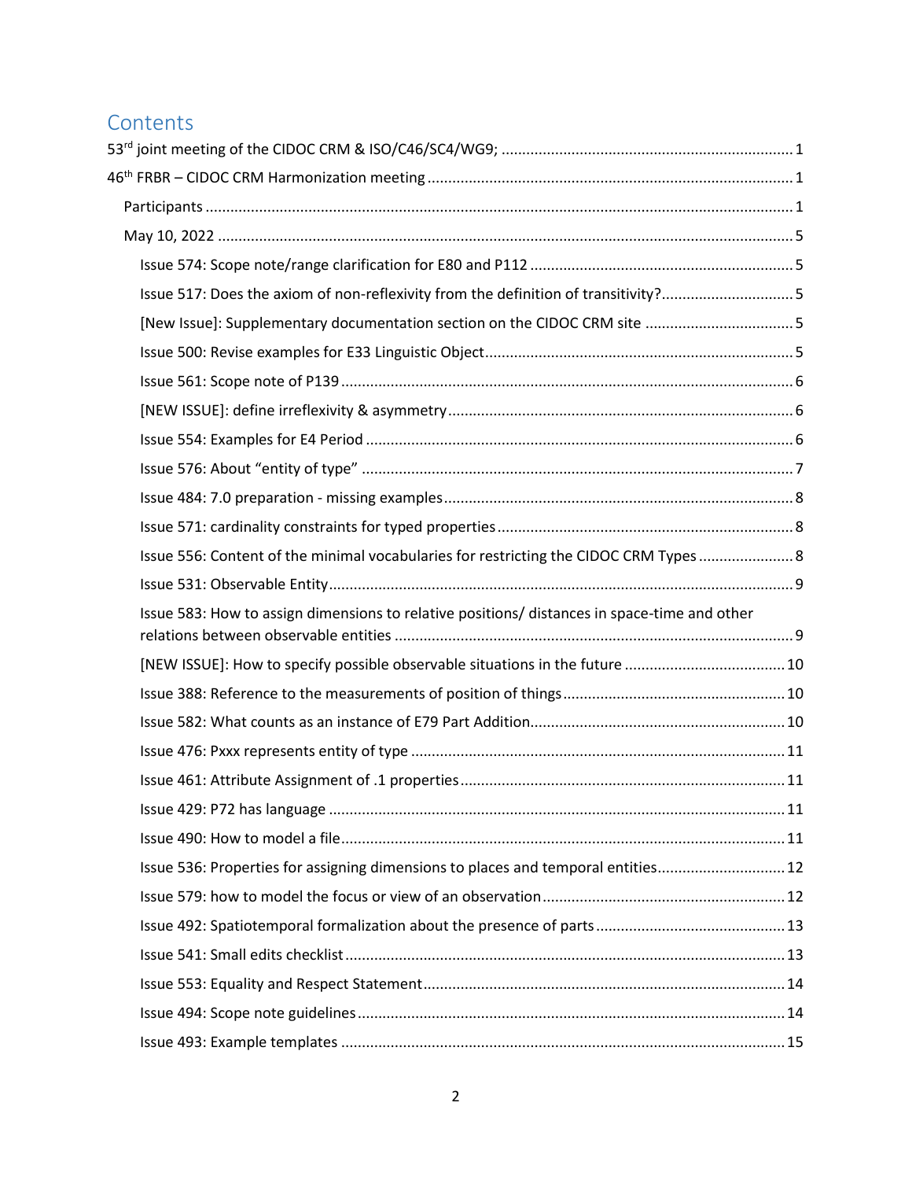# Contents

53rd joint meeting of the CIDOC CRM & ISO/C46/SC4/WG9; ..... 1

46th FRBR – CIDOC CRM Harmonization meeting ..... 1

- Participants ..... 1
- May 10, 2022 ..... 5
  - Issue 574: Scope note/range clarification for E80 and P112 ..... 5
  - Issue 517: Does the axiom of non-reflexivity from the definition of transitivity? ..... 5
  - [New Issue]: Supplementary documentation section on the CIDOC CRM site ..... 5
  - Issue 500: Revise examples for E33 Linguistic Object ..... 5
  - Issue 561: Scope note of P139 ..... 6
  - [NEW ISSUE]: define irreflexivity & asymmetry ..... 6
  - Issue 554: Examples for E4 Period ..... 6
  - Issue 576: About "entity of type" ..... 7
  - Issue 484: 7.0 preparation - missing examples ..... 8
  - Issue 571: cardinality constraints for typed properties ..... 8
  - Issue 556: Content of the minimal vocabularies for restricting the CIDOC CRM Types ..... 8
  - Issue 531: Observable Entity ..... 9
  - Issue 583: How to assign dimensions to relative positions/ distances in space-time and other relations between observable entities ..... 9
  - [NEW ISSUE]: How to specify possible observable situations in the future ..... 10
  - Issue 388: Reference to the measurements of position of things ..... 10
  - Issue 582: What counts as an instance of E79 Part Addition ..... 10
  - Issue 476: Pxxx represents entity of type ..... 11
  - Issue 461: Attribute Assignment of .1 properties ..... 11
  - Issue 429: P72 has language ..... 11
  - Issue 490: How to model a file ..... 11
  - Issue 536: Properties for assigning dimensions to places and temporal entities ..... 12
  - Issue 579: how to model the focus or view of an observation ..... 12
  - Issue 492: Spatiotemporal formalization about the presence of parts ..... 13
  - Issue 541: Small edits checklist ..... 13
  - Issue 553: Equality and Respect Statement ..... 14
  - Issue 494: Scope note guidelines ..... 14
  - Issue 493: Example templates ..... 15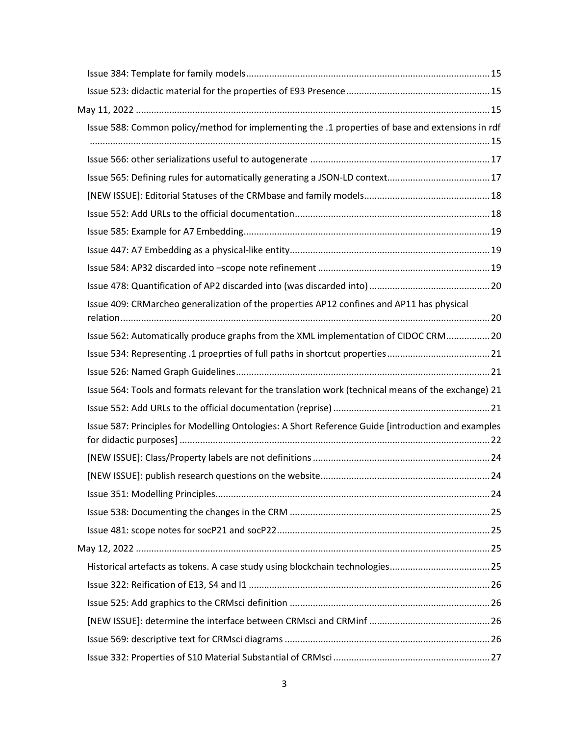Issue 384: Template for family models ..... 15

Issue 523: didactic material for the properties of E93 Presence ..... 15

May 11, 2022 ..... 15

Issue 588: Common policy/method for implementing the .1 properties of base and extensions in rdf ..... 15

Issue 566: other serializations useful to autogenerate ..... 17

Issue 565: Defining rules for automatically generating a JSON-LD context ..... 17

[NEW ISSUE]: Editorial Statuses of the CRMbase and family models ..... 18

Issue 552: Add URLs to the official documentation ..... 18

Issue 585: Example for A7 Embedding ..... 19

Issue 447: A7 Embedding as a physical-like entity ..... 19

Issue 584: AP32 discarded into –scope note refinement ..... 19

Issue 478: Quantification of AP2 discarded into (was discarded into) ..... 20

Issue 409: CRMarcheo generalization of the properties AP12 confines and AP11 has physical relation ..... 20

Issue 562: Automatically produce graphs from the XML implementation of CIDOC CRM ..... 20

Issue 534: Representing .1 proeprties of full paths in shortcut properties ..... 21

Issue 526: Named Graph Guidelines ..... 21

Issue 564: Tools and formats relevant for the translation work (technical means of the exchange) 21

Issue 552: Add URLs to the official documentation (reprise) ..... 21

Issue 587: Principles for Modelling Ontologies: A Short Reference Guide [introduction and examples for didactic purposes] ..... 22

[NEW ISSUE]: Class/Property labels are not definitions ..... 24

[NEW ISSUE]: publish research questions on the website ..... 24

Issue 351: Modelling Principles ..... 24

Issue 538: Documenting the changes in the CRM ..... 25

Issue 481: scope notes for socP21 and socP22 ..... 25

May 12, 2022 ..... 25

Historical artefacts as tokens. A case study using blockchain technologies ..... 25

Issue 322: Reification of E13, S4 and I1 ..... 26

Issue 525: Add graphics to the CRMsci definition ..... 26

[NEW ISSUE]: determine the interface between CRMsci and CRMinf ..... 26

Issue 569: descriptive text for CRMsci diagrams ..... 26

Issue 332: Properties of S10 Material Substantial of CRMsci ..... 27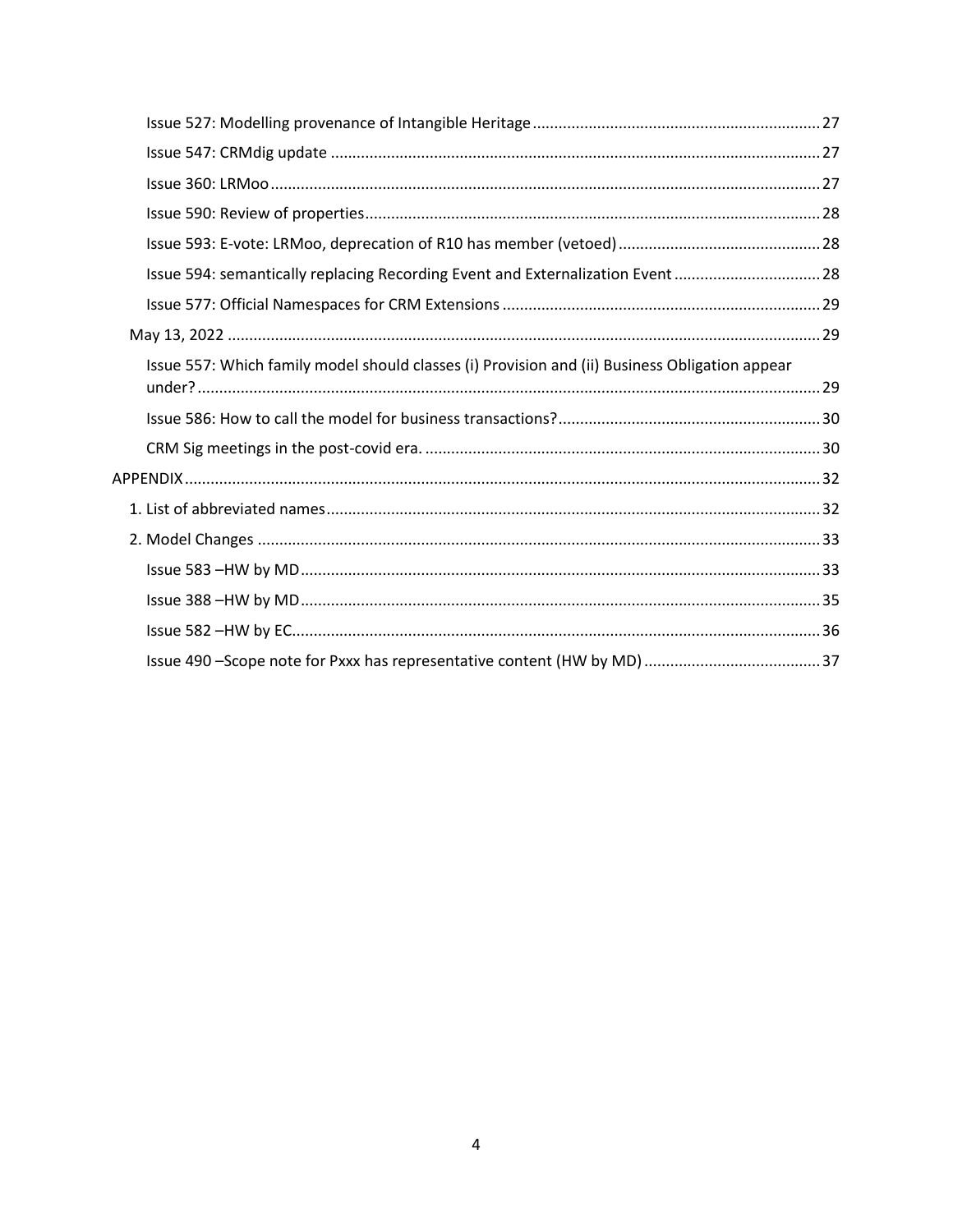- Issue 527: Modelling provenance of Intangible Heritage .......... 27
- Issue 547: CRMdig update .......... 27
- Issue 360: LRMoo .......... 27
- Issue 590: Review of properties .......... 28
- Issue 593: E-vote: LRMoo, deprecation of R10 has member (vetoed) .......... 28
- Issue 594: semantically replacing Recording Event and Externalization Event .......... 28
- Issue 577: Official Namespaces for CRM Extensions .......... 29

May 13, 2022 .......... 29

- Issue 557: Which family model should classes (i) Provision and (ii) Business Obligation appear under? .......... 29
- Issue 586: How to call the model for business transactions? .......... 30
- CRM Sig meetings in the post-covid era. .......... 30

APPENDIX .......... 32

1. List of abbreviated names .......... 32
2. Model Changes .......... 33
   - Issue 583 –HW by MD .......... 33
   - Issue 388 –HW by MD .......... 35
   - Issue 582 –HW by EC .......... 36
   - Issue 490 –Scope note for Pxxx has representative content (HW by MD) .......... 37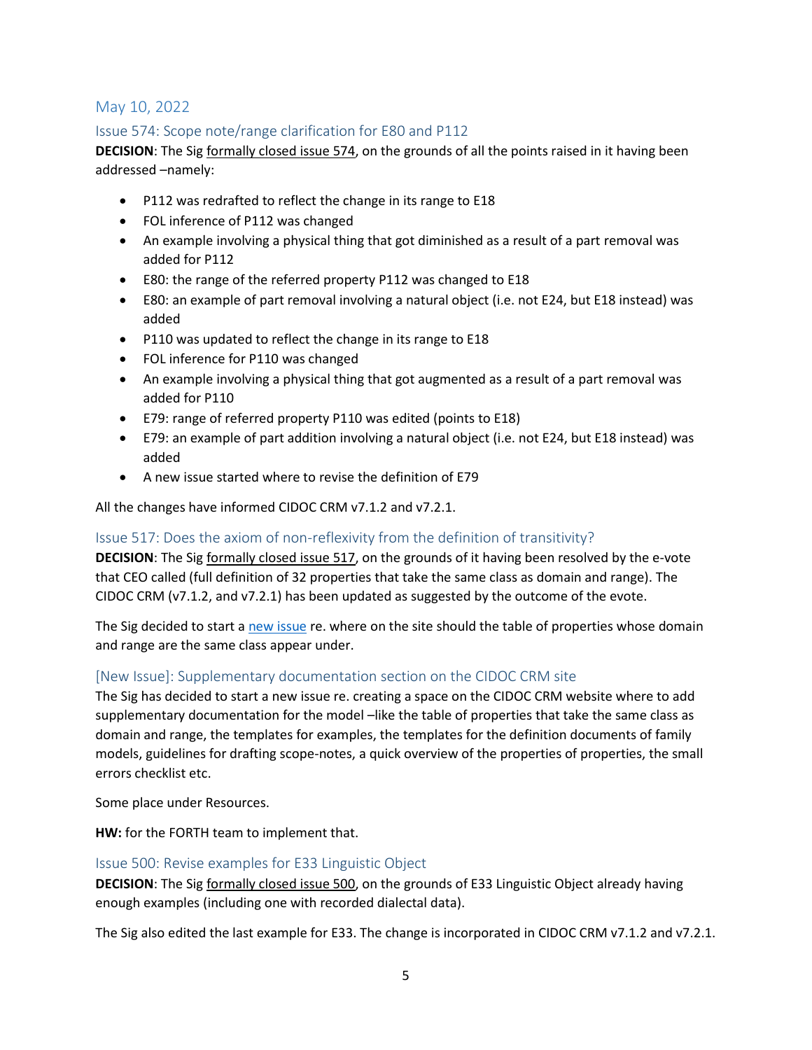## May 10, 2022

### Issue 574: Scope note/range clarification for E80 and P112

**DECISION**: The Sig formally closed issue 574, on the grounds of all the points raised in it having been addressed –namely:

- P112 was redrafted to reflect the change in its range to E18
- FOL inference of P112 was changed
- An example involving a physical thing that got diminished as a result of a part removal was added for P112
- E80: the range of the referred property P112 was changed to E18
- E80: an example of part removal involving a natural object (i.e. not E24, but E18 instead) was added
- P110 was updated to reflect the change in its range to E18
- FOL inference for P110 was changed
- An example involving a physical thing that got augmented as a result of a part removal was added for P110
- E79: range of referred property P110 was edited (points to E18)
- E79: an example of part addition involving a natural object (i.e. not E24, but E18 instead) was added
- A new issue started where to revise the definition of E79

All the changes have informed CIDOC CRM v7.1.2 and v7.2.1.

### Issue 517: Does the axiom of non-reflexivity from the definition of transitivity?

**DECISION**: The Sig formally closed issue 517, on the grounds of it having been resolved by the e-vote that CEO called (full definition of 32 properties that take the same class as domain and range). The CIDOC CRM (v7.1.2, and v7.2.1) has been updated as suggested by the outcome of the evote.

The Sig decided to start a new issue re. where on the site should the table of properties whose domain and range are the same class appear under.

### [New Issue]: Supplementary documentation section on the CIDOC CRM site

The Sig has decided to start a new issue re. creating a space on the CIDOC CRM website where to add supplementary documentation for the model –like the table of properties that take the same class as domain and range, the templates for examples, the templates for the definition documents of family models, guidelines for drafting scope-notes, a quick overview of the properties of properties, the small errors checklist etc.

Some place under Resources.

**HW:** for the FORTH team to implement that.

### Issue 500: Revise examples for E33 Linguistic Object

**DECISION**: The Sig formally closed issue 500, on the grounds of E33 Linguistic Object already having enough examples (including one with recorded dialectal data).

The Sig also edited the last example for E33. The change is incorporated in CIDOC CRM v7.1.2 and v7.2.1.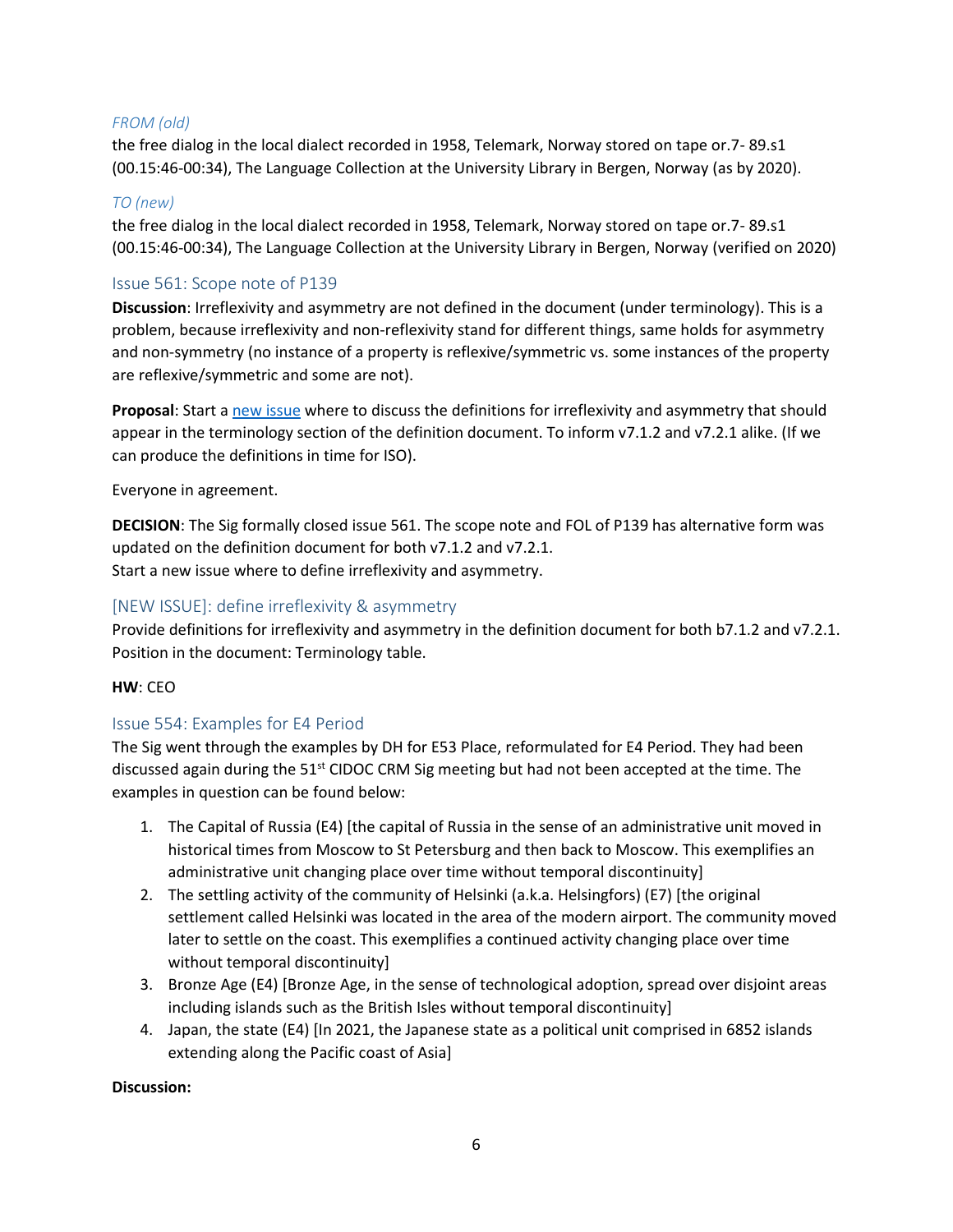*FROM (old)*

the free dialog in the local dialect recorded in 1958, Telemark, Norway stored on tape or.7- 89.s1 (00.15:46-00:34), The Language Collection at the University Library in Bergen, Norway (as by 2020).

*TO (new)*

the free dialog in the local dialect recorded in 1958, Telemark, Norway stored on tape or.7- 89.s1 (00.15:46-00:34), The Language Collection at the University Library in Bergen, Norway (verified on 2020)

### Issue 561: Scope note of P139

**Discussion**: Irreflexivity and asymmetry are not defined in the document (under terminology). This is a problem, because irreflexivity and non-reflexivity stand for different things, same holds for asymmetry and non-symmetry (no instance of a property is reflexive/symmetric vs. some instances of the property are reflexive/symmetric and some are not).

**Proposal**: Start a new issue where to discuss the definitions for irreflexivity and asymmetry that should appear in the terminology section of the definition document. To inform v7.1.2 and v7.2.1 alike. (If we can produce the definitions in time for ISO).

Everyone in agreement.

**DECISION**: The Sig formally closed issue 561. The scope note and FOL of P139 has alternative form was updated on the definition document for both v7.1.2 and v7.2.1.
Start a new issue where to define irreflexivity and asymmetry.

### [NEW ISSUE]: define irreflexivity & asymmetry

Provide definitions for irreflexivity and asymmetry in the definition document for both b7.1.2 and v7.2.1. Position in the document: Terminology table.

**HW**: CEO

### Issue 554: Examples for E4 Period

The Sig went through the examples by DH for E53 Place, reformulated for E4 Period. They had been discussed again during the 51st CIDOC CRM Sig meeting but had not been accepted at the time. The examples in question can be found below:

1. The Capital of Russia (E4) [the capital of Russia in the sense of an administrative unit moved in historical times from Moscow to St Petersburg and then back to Moscow. This exemplifies an administrative unit changing place over time without temporal discontinuity]
2. The settling activity of the community of Helsinki (a.k.a. Helsingfors) (E7) [the original settlement called Helsinki was located in the area of the modern airport. The community moved later to settle on the coast. This exemplifies a continued activity changing place over time without temporal discontinuity]
3. Bronze Age (E4) [Bronze Age, in the sense of technological adoption, spread over disjoint areas including islands such as the British Isles without temporal discontinuity]
4. Japan, the state (E4) [In 2021, the Japanese state as a political unit comprised in 6852 islands extending along the Pacific coast of Asia]

**Discussion:**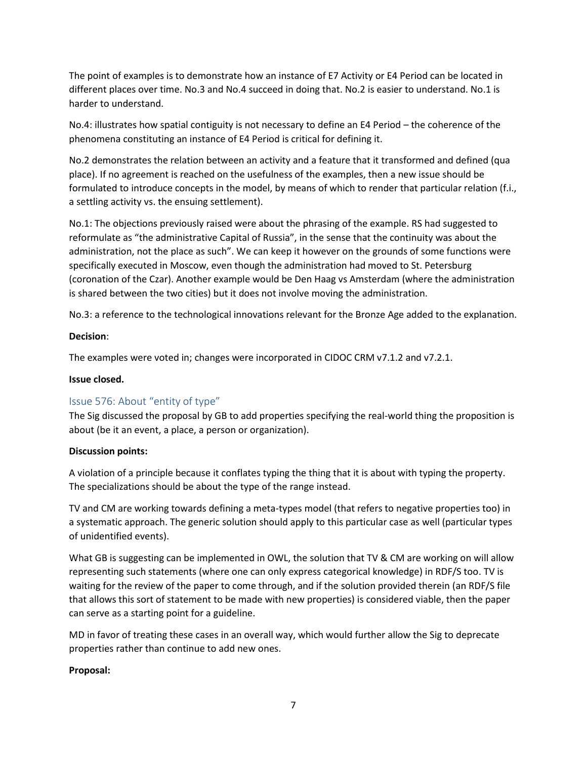The point of examples is to demonstrate how an instance of E7 Activity or E4 Period can be located in different places over time. No.3 and No.4 succeed in doing that. No.2 is easier to understand. No.1 is harder to understand.

No.4: illustrates how spatial contiguity is not necessary to define an E4 Period – the coherence of the phenomena constituting an instance of E4 Period is critical for defining it.

No.2 demonstrates the relation between an activity and a feature that it transformed and defined (qua place). If no agreement is reached on the usefulness of the examples, then a new issue should be formulated to introduce concepts in the model, by means of which to render that particular relation (f.i., a settling activity vs. the ensuing settlement).

No.1: The objections previously raised were about the phrasing of the example. RS had suggested to reformulate as "the administrative Capital of Russia", in the sense that the continuity was about the administration, not the place as such". We can keep it however on the grounds of some functions were specifically executed in Moscow, even though the administration had moved to St. Petersburg (coronation of the Czar). Another example would be Den Haag vs Amsterdam (where the administration is shared between the two cities) but it does not involve moving the administration.

No.3: a reference to the technological innovations relevant for the Bronze Age added to the explanation.

**Decision**:

The examples were voted in; changes were incorporated in CIDOC CRM v7.1.2 and v7.2.1.

**Issue closed.**

## Issue 576: About "entity of type"

The Sig discussed the proposal by GB to add properties specifying the real-world thing the proposition is about (be it an event, a place, a person or organization).

**Discussion points:**

A violation of a principle because it conflates typing the thing that it is about with typing the property. The specializations should be about the type of the range instead.

TV and CM are working towards defining a meta-types model (that refers to negative properties too) in a systematic approach. The generic solution should apply to this particular case as well (particular types of unidentified events).

What GB is suggesting can be implemented in OWL, the solution that TV & CM are working on will allow representing such statements (where one can only express categorical knowledge) in RDF/S too. TV is waiting for the review of the paper to come through, and if the solution provided therein (an RDF/S file that allows this sort of statement to be made with new properties) is considered viable, then the paper can serve as a starting point for a guideline.

MD in favor of treating these cases in an overall way, which would further allow the Sig to deprecate properties rather than continue to add new ones.

**Proposal:**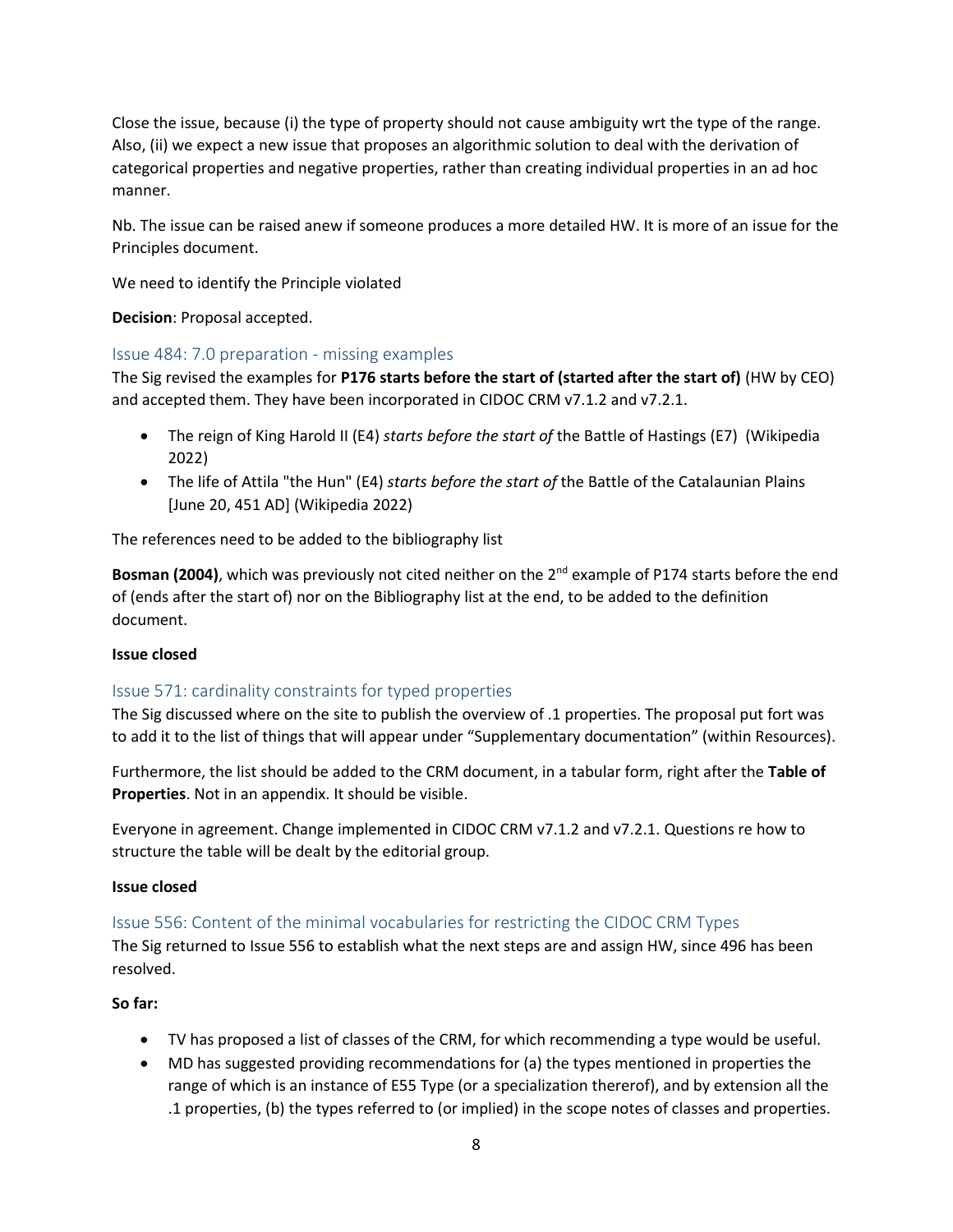Close the issue, because (i) the type of property should not cause ambiguity wrt the type of the range. Also, (ii) we expect a new issue that proposes an algorithmic solution to deal with the derivation of categorical properties and negative properties, rather than creating individual properties in an ad hoc manner.

Nb. The issue can be raised anew if someone produces a more detailed HW. It is more of an issue for the Principles document.

We need to identify the Principle violated

**Decision**: Proposal accepted.

### Issue 484: 7.0 preparation - missing examples

The Sig revised the examples for **P176 starts before the start of (started after the start of)** (HW by CEO) and accepted them. They have been incorporated in CIDOC CRM v7.1.2 and v7.2.1.

- The reign of King Harold II (E4) *starts before the start of* the Battle of Hastings (E7) (Wikipedia 2022)
- The life of Attila "the Hun" (E4) *starts before the start of* the Battle of the Catalaunian Plains [June 20, 451 AD] (Wikipedia 2022)

The references need to be added to the bibliography list

**Bosman (2004)**, which was previously not cited neither on the 2nd example of P174 starts before the end of (ends after the start of) nor on the Bibliography list at the end, to be added to the definition document.

**Issue closed**

### Issue 571: cardinality constraints for typed properties

The Sig discussed where on the site to publish the overview of .1 properties. The proposal put fort was to add it to the list of things that will appear under "Supplementary documentation" (within Resources).

Furthermore, the list should be added to the CRM document, in a tabular form, right after the **Table of Properties**. Not in an appendix. It should be visible.

Everyone in agreement. Change implemented in CIDOC CRM v7.1.2 and v7.2.1. Questions re how to structure the table will be dealt by the editorial group.

**Issue closed**

### Issue 556: Content of the minimal vocabularies for restricting the CIDOC CRM Types

The Sig returned to Issue 556 to establish what the next steps are and assign HW, since 496 has been resolved.

**So far:**

- TV has proposed a list of classes of the CRM, for which recommending a type would be useful.
- MD has suggested providing recommendations for (a) the types mentioned in properties the range of which is an instance of E55 Type (or a specialization thererof), and by extension all the .1 properties, (b) the types referred to (or implied) in the scope notes of classes and properties.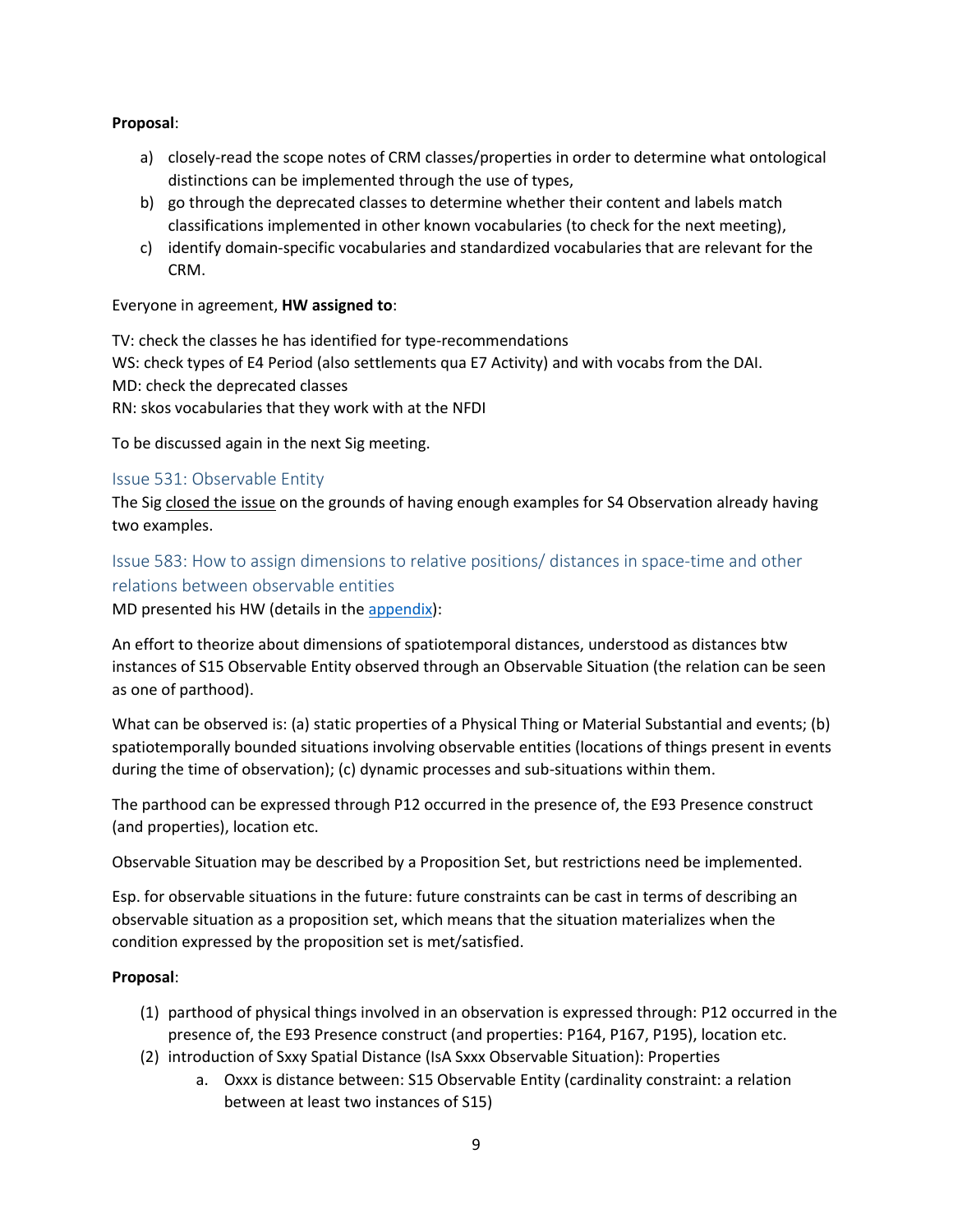**Proposal**:

a) closely-read the scope notes of CRM classes/properties in order to determine what ontological distinctions can be implemented through the use of types,
b) go through the deprecated classes to determine whether their content and labels match classifications implemented in other known vocabularies (to check for the next meeting),
c) identify domain-specific vocabularies and standardized vocabularies that are relevant for the CRM.

Everyone in agreement, **HW assigned to**:

TV: check the classes he has identified for type-recommendations
WS: check types of E4 Period (also settlements qua E7 Activity) and with vocabs from the DAI.
MD: check the deprecated classes
RN: skos vocabularies that they work with at the NFDI

To be discussed again in the next Sig meeting.

## Issue 531: Observable Entity

The Sig closed the issue on the grounds of having enough examples for S4 Observation already having two examples.

## Issue 583: How to assign dimensions to relative positions/ distances in space-time and other relations between observable entities

MD presented his HW (details in the appendix):

An effort to theorize about dimensions of spatiotemporal distances, understood as distances btw instances of S15 Observable Entity observed through an Observable Situation (the relation can be seen as one of parthood).

What can be observed is: (a) static properties of a Physical Thing or Material Substantial and events; (b) spatiotemporally bounded situations involving observable entities (locations of things present in events during the time of observation); (c) dynamic processes and sub-situations within them.

The parthood can be expressed through P12 occurred in the presence of, the E93 Presence construct (and properties), location etc.

Observable Situation may be described by a Proposition Set, but restrictions need be implemented.

Esp. for observable situations in the future: future constraints can be cast in terms of describing an observable situation as a proposition set, which means that the situation materializes when the condition expressed by the proposition set is met/satisfied.

**Proposal**:

(1) parthood of physical things involved in an observation is expressed through: P12 occurred in the presence of, the E93 Presence construct (and properties: P164, P167, P195), location etc.
(2) introduction of Sxxy Spatial Distance (IsA Sxxx Observable Situation): Properties
    a. Oxxx is distance between: S15 Observable Entity (cardinality constraint: a relation between at least two instances of S15)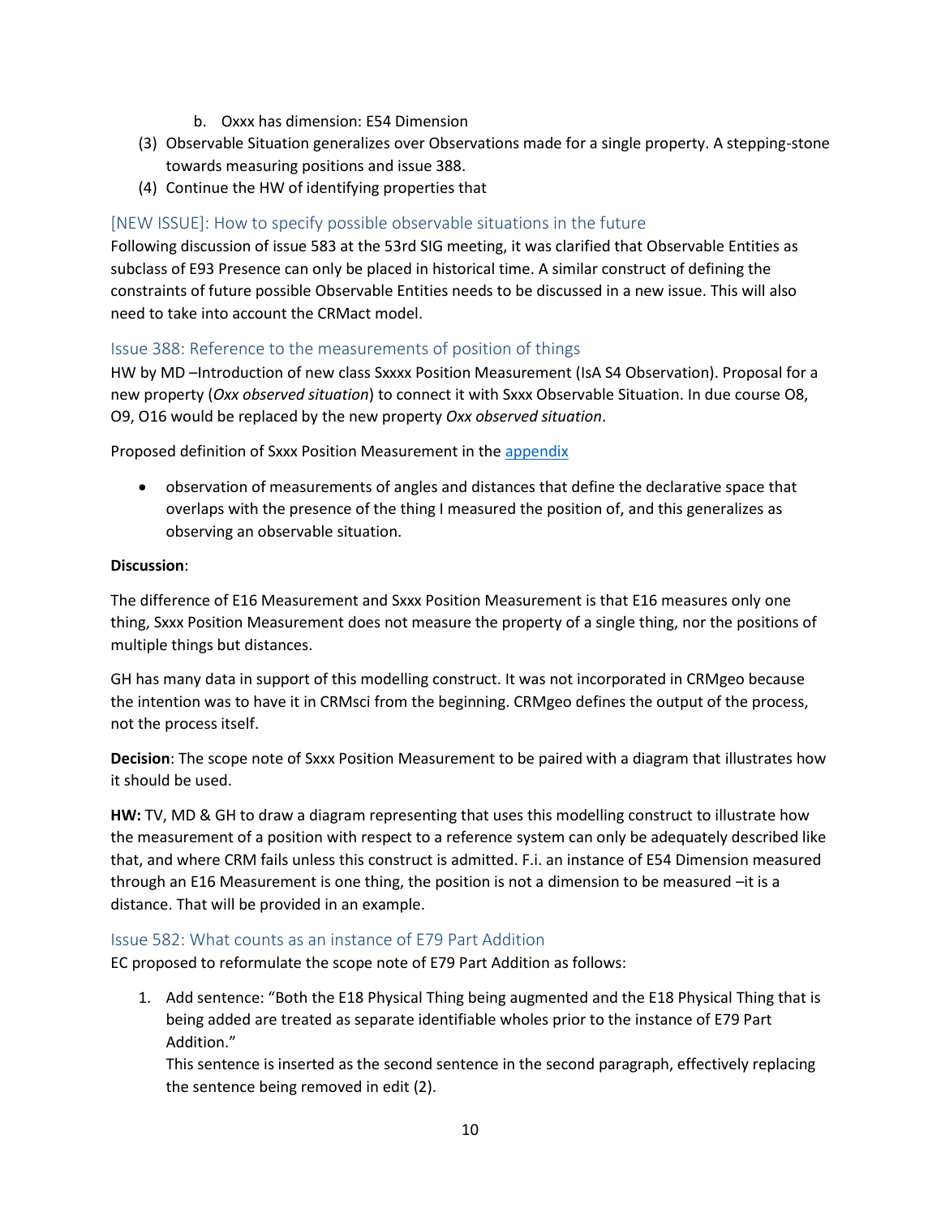b. Oxxx has dimension: E54 Dimension

(3) Observable Situation generalizes over Observations made for a single property. A stepping-stone towards measuring positions and issue 388.

(4) Continue the HW of identifying properties that

### [NEW ISSUE]: How to specify possible observable situations in the future

Following discussion of issue 583 at the 53rd SIG meeting, it was clarified that Observable Entities as subclass of E93 Presence can only be placed in historical time. A similar construct of defining the constraints of future possible Observable Entities needs to be discussed in a new issue. This will also need to take into account the CRMact model.

### Issue 388: Reference to the measurements of position of things

HW by MD –Introduction of new class Sxxxxx Position Measurement (IsA S4 Observation). Proposal for a new property (*Oxx observed situation*) to connect it with Sxxx Observable Situation. In due course O8, O9, O16 would be replaced by the new property *Oxx observed situation*.

Proposed definition of Sxxx Position Measurement in the appendix

- observation of measurements of angles and distances that define the declarative space that overlaps with the presence of the thing I measured the position of, and this generalizes as observing an observable situation.

**Discussion**:

The difference of E16 Measurement and Sxxx Position Measurement is that E16 measures only one thing, Sxxx Position Measurement does not measure the property of a single thing, nor the positions of multiple things but distances.

GH has many data in support of this modelling construct. It was not incorporated in CRMgeo because the intention was to have it in CRMsci from the beginning. CRMgeo defines the output of the process, not the process itself.

**Decision**: The scope note of Sxxx Position Measurement to be paired with a diagram that illustrates how it should be used.

**HW:** TV, MD & GH to draw a diagram representing that uses this modelling construct to illustrate how the measurement of a position with respect to a reference system can only be adequately described like that, and where CRM fails unless this construct is admitted. F.i. an instance of E54 Dimension measured through an E16 Measurement is one thing, the position is not a dimension to be measured –it is a distance. That will be provided in an example.

### Issue 582: What counts as an instance of E79 Part Addition

EC proposed to reformulate the scope note of E79 Part Addition as follows:

1. Add sentence: “Both the E18 Physical Thing being augmented and the E18 Physical Thing that is being added are treated as separate identifiable wholes prior to the instance of E79 Part Addition.”
   This sentence is inserted as the second sentence in the second paragraph, effectively replacing the sentence being removed in edit (2).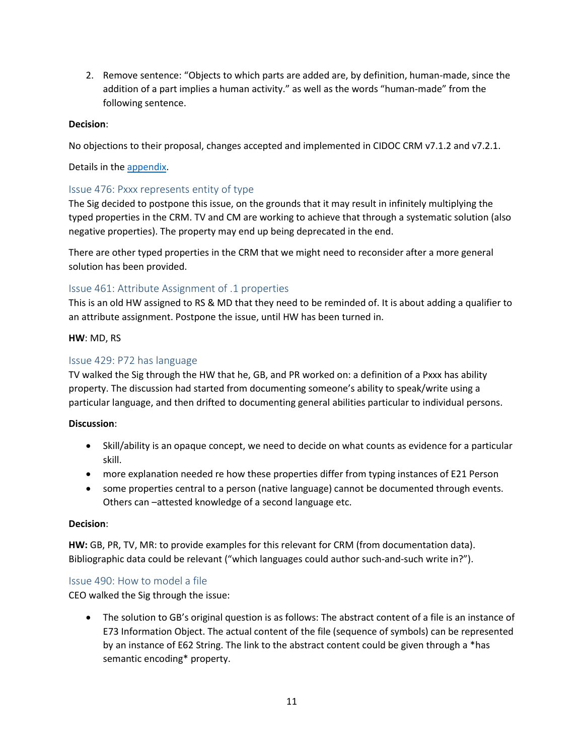2. Remove sentence: "Objects to which parts are added are, by definition, human-made, since the addition of a part implies a human activity." as well as the words "human-made" from the following sentence.

**Decision**:

No objections to their proposal, changes accepted and implemented in CIDOC CRM v7.1.2 and v7.2.1.

Details in the appendix.

### Issue 476: Pxxx represents entity of type

The Sig decided to postpone this issue, on the grounds that it may result in infinitely multiplying the typed properties in the CRM. TV and CM are working to achieve that through a systematic solution (also negative properties). The property may end up being deprecated in the end.

There are other typed properties in the CRM that we might need to reconsider after a more general solution has been provided.

### Issue 461: Attribute Assignment of .1 properties

This is an old HW assigned to RS & MD that they need to be reminded of. It is about adding a qualifier to an attribute assignment. Postpone the issue, until HW has been turned in.

**HW**: MD, RS

### Issue 429: P72 has language

TV walked the Sig through the HW that he, GB, and PR worked on: a definition of a Pxxx has ability property. The discussion had started from documenting someone's ability to speak/write using a particular language, and then drifted to documenting general abilities particular to individual persons.

**Discussion**:

- Skill/ability is an opaque concept, we need to decide on what counts as evidence for a particular skill.
- more explanation needed re how these properties differ from typing instances of E21 Person
- some properties central to a person (native language) cannot be documented through events. Others can –attested knowledge of a second language etc.

**Decision**:

**HW:** GB, PR, TV, MR: to provide examples for this relevant for CRM (from documentation data). Bibliographic data could be relevant ("which languages could author such-and-such write in?").

### Issue 490: How to model a file

CEO walked the Sig through the issue:

- The solution to GB's original question is as follows: The abstract content of a file is an instance of E73 Information Object. The actual content of the file (sequence of symbols) can be represented by an instance of E62 String. The link to the abstract content could be given through a *has semantic encoding* property.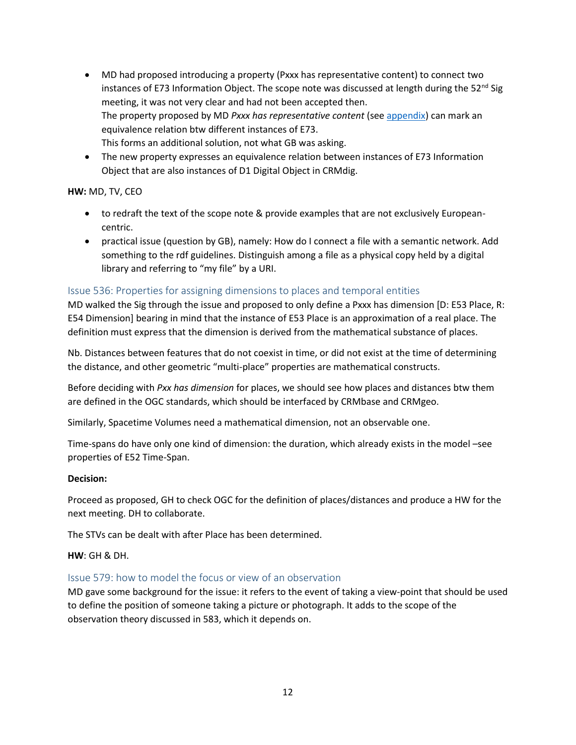- MD had proposed introducing a property (Pxxx has representative content) to connect two instances of E73 Information Object. The scope note was discussed at length during the 52nd Sig meeting, it was not very clear and had not been accepted then.
  The property proposed by MD *Pxxx has representative content* (see appendix) can mark an equivalence relation btw different instances of E73.
  This forms an additional solution, not what GB was asking.
- The new property expresses an equivalence relation between instances of E73 Information Object that are also instances of D1 Digital Object in CRMdig.

**HW:** MD, TV, CEO

- to redraft the text of the scope note & provide examples that are not exclusively European-centric.
- practical issue (question by GB), namely: How do I connect a file with a semantic network. Add something to the rdf guidelines. Distinguish among a file as a physical copy held by a digital library and referring to "my file" by a URI.

### Issue 536: Properties for assigning dimensions to places and temporal entities

MD walked the Sig through the issue and proposed to only define a Pxxx has dimension [D: E53 Place, R: E54 Dimension] bearing in mind that the instance of E53 Place is an approximation of a real place. The definition must express that the dimension is derived from the mathematical substance of places.

Nb. Distances between features that do not coexist in time, or did not exist at the time of determining the distance, and other geometric "multi-place" properties are mathematical constructs.

Before deciding with *Pxx has dimension* for places, we should see how places and distances btw them are defined in the OGC standards, which should be interfaced by CRMbase and CRMgeo.

Similarly, Spacetime Volumes need a mathematical dimension, not an observable one.

Time-spans do have only one kind of dimension: the duration, which already exists in the model –see properties of E52 Time-Span.

**Decision:**

Proceed as proposed, GH to check OGC for the definition of places/distances and produce a HW for the next meeting. DH to collaborate.

The STVs can be dealt with after Place has been determined.

**HW**: GH & DH.

### Issue 579: how to model the focus or view of an observation

MD gave some background for the issue: it refers to the event of taking a view-point that should be used to define the position of someone taking a picture or photograph. It adds to the scope of the observation theory discussed in 583, which it depends on.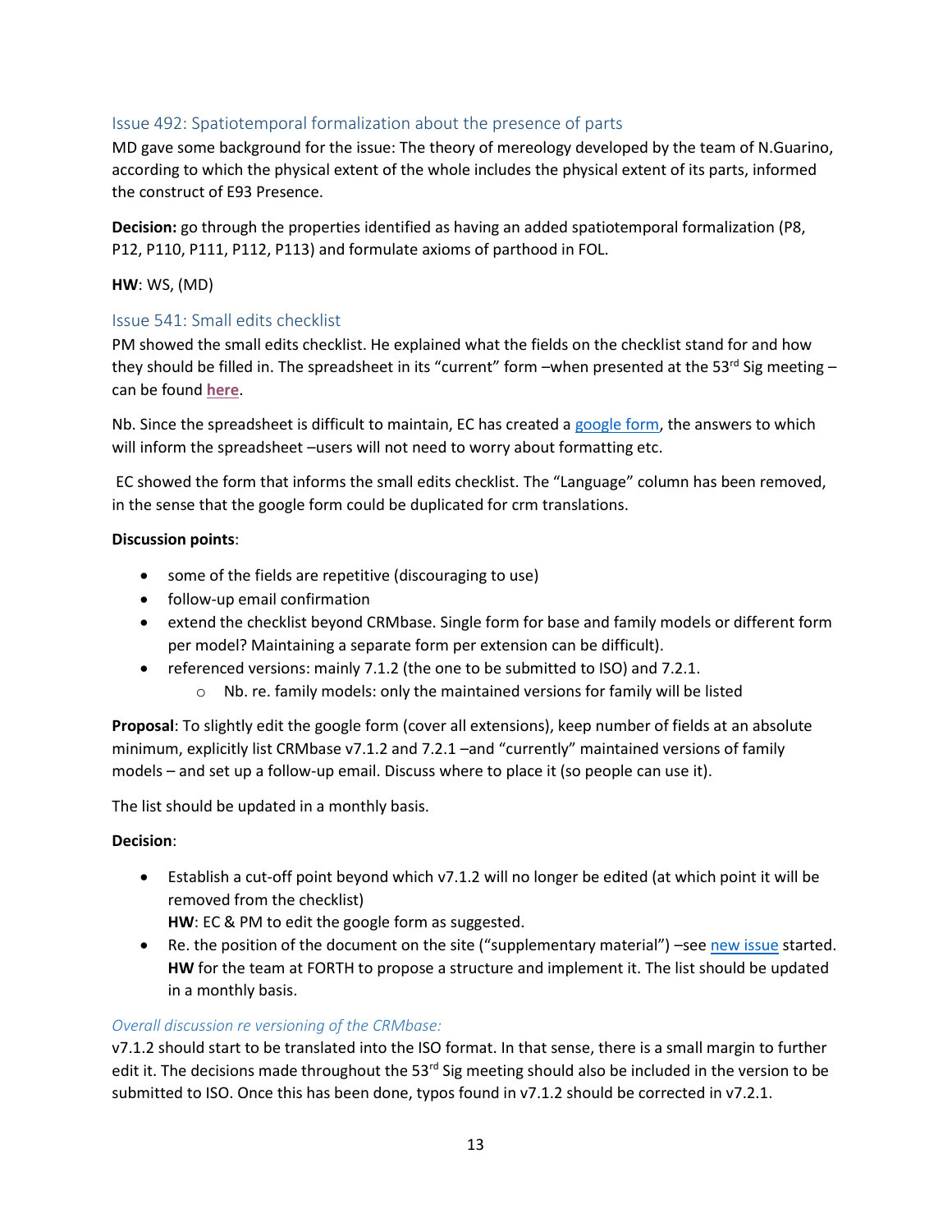## Issue 492: Spatiotemporal formalization about the presence of parts

MD gave some background for the issue: The theory of mereology developed by the team of N.Guarino, according to which the physical extent of the whole includes the physical extent of its parts, informed the construct of E93 Presence.

**Decision:** go through the properties identified as having an added spatiotemporal formalization (P8, P12, P110, P111, P112, P113) and formulate axioms of parthood in FOL.

**HW**: WS, (MD)

## Issue 541: Small edits checklist

PM showed the small edits checklist. He explained what the fields on the checklist stand for and how they should be filled in. The spreadsheet in its "current" form –when presented at the 53rd Sig meeting – can be found **here**.

Nb. Since the spreadsheet is difficult to maintain, EC has created a google form, the answers to which will inform the spreadsheet –users will not need to worry about formatting etc.

EC showed the form that informs the small edits checklist. The "Language" column has been removed, in the sense that the google form could be duplicated for crm translations.

**Discussion points**:

- some of the fields are repetitive (discouraging to use)
- follow-up email confirmation
- extend the checklist beyond CRMbase. Single form for base and family models or different form per model? Maintaining a separate form per extension can be difficult).
- referenced versions: mainly 7.1.2 (the one to be submitted to ISO) and 7.2.1.
    - Nb. re. family models: only the maintained versions for family will be listed

**Proposal**: To slightly edit the google form (cover all extensions), keep number of fields at an absolute minimum, explicitly list CRMbase v7.1.2 and 7.2.1 –and "currently" maintained versions of family models – and set up a follow-up email. Discuss where to place it (so people can use it).

The list should be updated in a monthly basis.

**Decision**:

- Establish a cut-off point beyond which v7.1.2 will no longer be edited (at which point it will be removed from the checklist)
  **HW**: EC & PM to edit the google form as suggested.
- Re. the position of the document on the site ("supplementary material") –see new issue started. **HW** for the team at FORTH to propose a structure and implement it. The list should be updated in a monthly basis.

*Overall discussion re versioning of the CRMbase:*

v7.1.2 should start to be translated into the ISO format. In that sense, there is a small margin to further edit it. The decisions made throughout the 53rd Sig meeting should also be included in the version to be submitted to ISO. Once this has been done, typos found in v7.1.2 should be corrected in v7.2.1.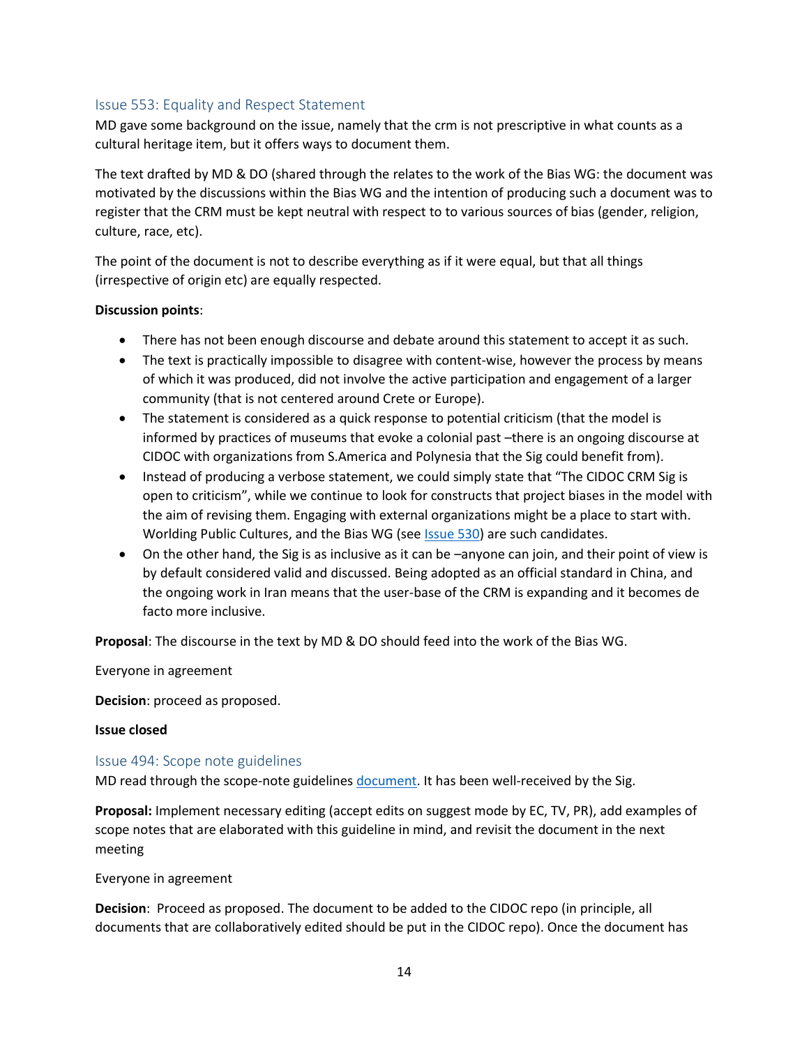### Issue 553: Equality and Respect Statement

MD gave some background on the issue, namely that the crm is not prescriptive in what counts as a cultural heritage item, but it offers ways to document them.

The text drafted by MD & DO (shared through the relates to the work of the Bias WG: the document was motivated by the discussions within the Bias WG and the intention of producing such a document was to register that the CRM must be kept neutral with respect to to various sources of bias (gender, religion, culture, race, etc).

The point of the document is not to describe everything as if it were equal, but that all things (irrespective of origin etc) are equally respected.

**Discussion points**:

- There has not been enough discourse and debate around this statement to accept it as such.
- The text is practically impossible to disagree with content-wise, however the process by means of which it was produced, did not involve the active participation and engagement of a larger community (that is not centered around Crete or Europe).
- The statement is considered as a quick response to potential criticism (that the model is informed by practices of museums that evoke a colonial past –there is an ongoing discourse at CIDOC with organizations from S.America and Polynesia that the Sig could benefit from).
- Instead of producing a verbose statement, we could simply state that "The CIDOC CRM Sig is open to criticism", while we continue to look for constructs that project biases in the model with the aim of revising them. Engaging with external organizations might be a place to start with. Worlding Public Cultures, and the Bias WG (see Issue 530) are such candidates.
- On the other hand, the Sig is as inclusive as it can be –anyone can join, and their point of view is by default considered valid and discussed. Being adopted as an official standard in China, and the ongoing work in Iran means that the user-base of the CRM is expanding and it becomes de facto more inclusive.

**Proposal**: The discourse in the text by MD & DO should feed into the work of the Bias WG.

Everyone in agreement

**Decision**: proceed as proposed.

**Issue closed**

### Issue 494: Scope note guidelines

MD read through the scope-note guidelines document. It has been well-received by the Sig.

**Proposal:** Implement necessary editing (accept edits on suggest mode by EC, TV, PR), add examples of scope notes that are elaborated with this guideline in mind, and revisit the document in the next meeting

Everyone in agreement

**Decision**: Proceed as proposed. The document to be added to the CIDOC repo (in principle, all documents that are collaboratively edited should be put in the CIDOC repo). Once the document has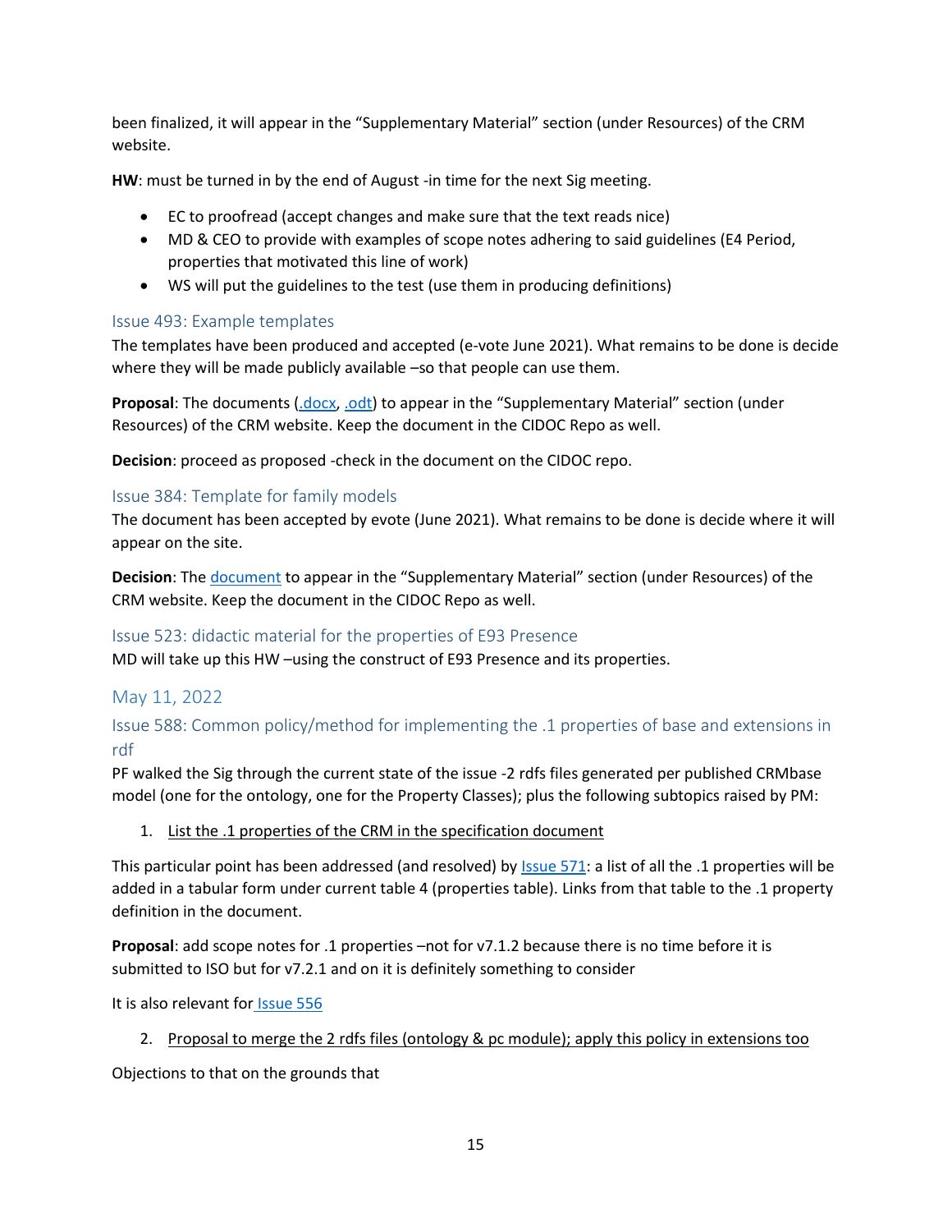been finalized, it will appear in the "Supplementary Material" section (under Resources) of the CRM website.

**HW**: must be turned in by the end of August -in time for the next Sig meeting.

- EC to proofread (accept changes and make sure that the text reads nice)
- MD & CEO to provide with examples of scope notes adhering to said guidelines (E4 Period, properties that motivated this line of work)
- WS will put the guidelines to the test (use them in producing definitions)

### Issue 493: Example templates

The templates have been produced and accepted (e-vote June 2021). What remains to be done is decide where they will be made publicly available –so that people can use them.

**Proposal**: The documents (.docx, .odt) to appear in the "Supplementary Material" section (under Resources) of the CRM website. Keep the document in the CIDOC Repo as well.

**Decision**: proceed as proposed -check in the document on the CIDOC repo.

### Issue 384: Template for family models

The document has been accepted by evote (June 2021). What remains to be done is decide where it will appear on the site.

**Decision**: The document to appear in the "Supplementary Material" section (under Resources) of the CRM website. Keep the document in the CIDOC Repo as well.

### Issue 523: didactic material for the properties of E93 Presence

MD will take up this HW –using the construct of E93 Presence and its properties.

## May 11, 2022

### Issue 588: Common policy/method for implementing the .1 properties of base and extensions in rdf

PF walked the Sig through the current state of the issue -2 rdfs files generated per published CRMbase model (one for the ontology, one for the Property Classes); plus the following subtopics raised by PM:

1. List the .1 properties of the CRM in the specification document

This particular point has been addressed (and resolved) by Issue 571: a list of all the .1 properties will be added in a tabular form under current table 4 (properties table). Links from that table to the .1 property definition in the document.

**Proposal**: add scope notes for .1 properties –not for v7.1.2 because there is no time before it is submitted to ISO but for v7.2.1 and on it is definitely something to consider

It is also relevant for Issue 556

2. Proposal to merge the 2 rdfs files (ontology & pc module); apply this policy in extensions too

Objections to that on the grounds that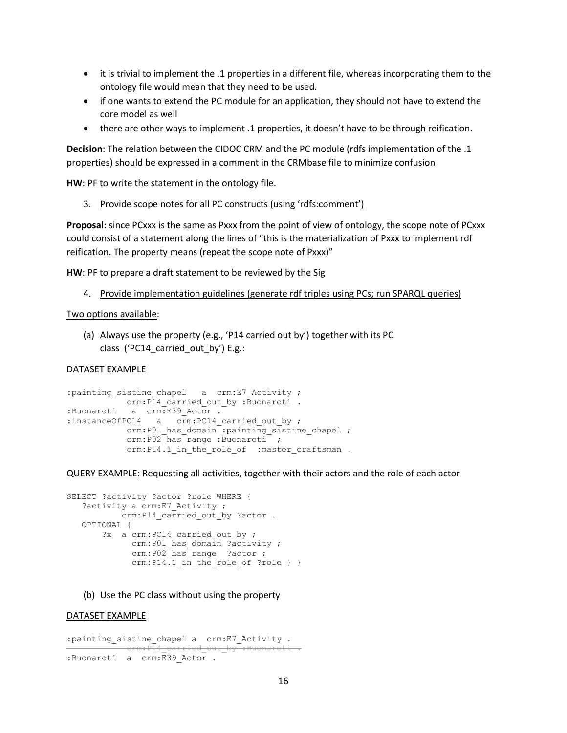- it is trivial to implement the .1 properties in a different file, whereas incorporating them to the ontology file would mean that they need to be used.
- if one wants to extend the PC module for an application, they should not have to extend the core model as well
- there are other ways to implement .1 properties, it doesn't have to be through reification.

**Decision**: The relation between the CIDOC CRM and the PC module (rdfs implementation of the .1 properties) should be expressed in a comment in the CRMbase file to minimize confusion

**HW**: PF to write the statement in the ontology file.

3. Provide scope notes for all PC constructs (using 'rdfs:comment')

**Proposal**: since PCxxx is the same as Pxxx from the point of view of ontology, the scope note of PCxxx could consist of a statement along the lines of "this is the materialization of Pxxx to implement rdf reification. The property means (repeat the scope note of Pxxx)"

**HW**: PF to prepare a draft statement to be reviewed by the Sig

4. Provide implementation guidelines (generate rdf triples using PCs; run SPARQL queries)

Two options available:

(a) Always use the property (e.g., 'P14 carried out by') together with its PC class ('PC14_carried_out_by') E.g.:

DATASET EXAMPLE

```
:painting_sistine_chapel   a  crm:E7_Activity ;
            crm:P14_carried_out_by :Buonaroti .
:Buonaroti   a  crm:E39_Actor .
:instanceOfPC14   a   crm:PC14_carried_out_by ;
            crm:P01_has_domain :painting_sistine_chapel ;
            crm:P02_has_range :Buonaroti  ;
            crm:P14.1_in_the_role_of  :master_craftsman .
```

QUERY EXAMPLE: Requesting all activities, together with their actors and the role of each actor

```
SELECT ?activity ?actor ?role WHERE {
   ?activity a crm:E7_Activity ;
           crm:P14_carried_out_by ?actor .
   OPTIONAL {
       ?x  a crm:PC14_carried_out_by ;
             crm:P01_has_domain ?activity ;
             crm:P02_has_range  ?actor ;
             crm:P14.1_in_the_role_of ?role } }
```

(b) Use the PC class without using the property

DATASET EXAMPLE

```
:painting_sistine_chapel a  crm:E7_Activity .
            ~~crm:P14_carried_out_by :Buonaroti .~~
:Buonaroti  a  crm:E39_Actor .
```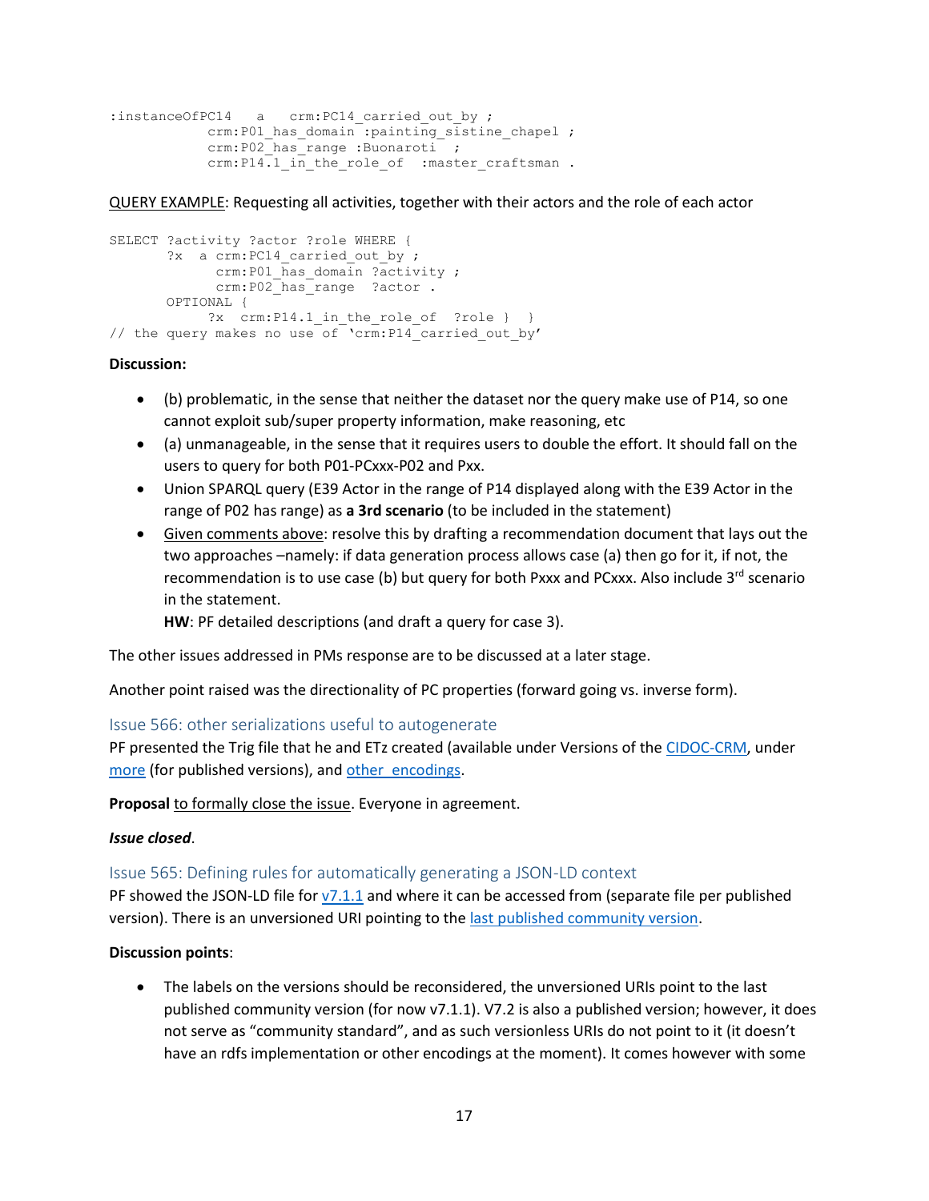```
:instanceOfPC14    a    crm:PC14_carried_out_by ;
            crm:P01_has_domain :painting_sistine_chapel ;
            crm:P02_has_range :Buonaroti  ;
            crm:P14.1_in_the_role_of  :master_craftsman .
```

QUERY EXAMPLE: Requesting all activities, together with their actors and the role of each actor

```
SELECT ?activity ?actor ?role WHERE {
       ?x  a crm:PC14_carried_out_by ;
             crm:P01_has_domain ?activity ;
             crm:P02_has_range  ?actor .
       OPTIONAL {
            ?x  crm:P14.1_in_the_role_of  ?role }  }
// the query makes no use of 'crm:P14_carried_out_by'
```

**Discussion:**

- (b) problematic, in the sense that neither the dataset nor the query make use of P14, so one cannot exploit sub/super property information, make reasoning, etc
- (a) unmanageable, in the sense that it requires users to double the effort. It should fall on the users to query for both P01-PCxxx-P02 and Pxx.
- Union SPARQL query (E39 Actor in the range of P14 displayed along with the E39 Actor in the range of P02 has range) as **a 3rd scenario** (to be included in the statement)
- Given comments above: resolve this by drafting a recommendation document that lays out the two approaches –namely: if data generation process allows case (a) then go for it, if not, the recommendation is to use case (b) but query for both Pxxx and PCxxx. Also include 3rd scenario in the statement.
  **HW**: PF detailed descriptions (and draft a query for case 3).

The other issues addressed in PMs response are to be discussed at a later stage.

Another point raised was the directionality of PC properties (forward going vs. inverse form).

### Issue 566: other serializations useful to autogenerate

PF presented the Trig file that he and ETz created (available under Versions of the CIDOC-CRM, under more (for published versions), and other encodings.

**Proposal** to formally close the issue. Everyone in agreement.

***Issue closed***.

### Issue 565: Defining rules for automatically generating a JSON-LD context

PF showed the JSON-LD file for v7.1.1 and where it can be accessed from (separate file per published version). There is an unversioned URI pointing to the last published community version.

**Discussion points**:

- The labels on the versions should be reconsidered, the unversioned URIs point to the last published community version (for now v7.1.1). V7.2 is also a published version; however, it does not serve as "community standard", and as such versionless URIs do not point to it (it doesn't have an rdfs implementation or other encodings at the moment). It comes however with some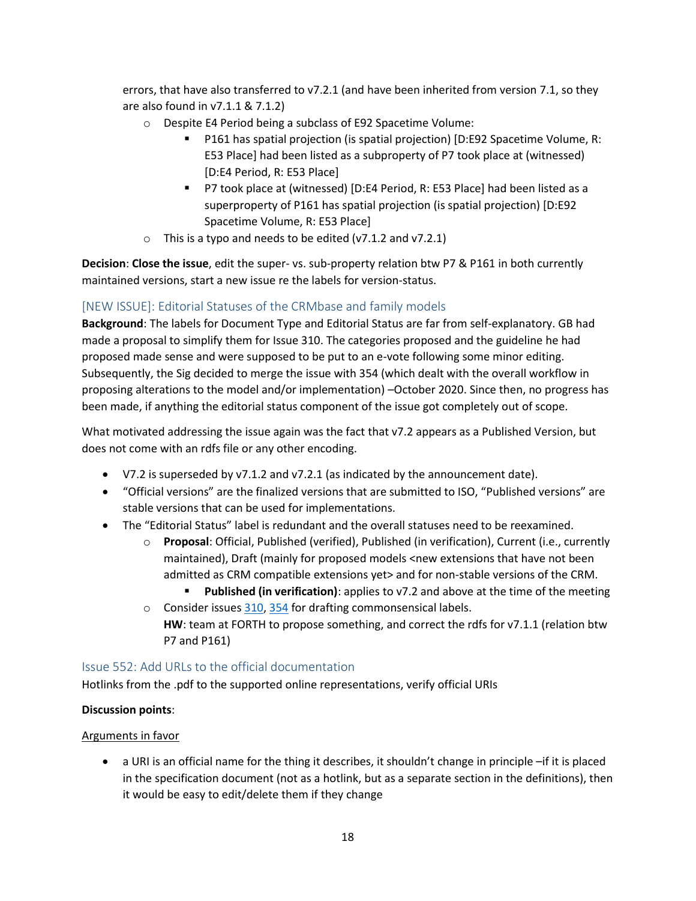errors, that have also transferred to v7.2.1 (and have been inherited from version 7.1, so they are also found in v7.1.1 & 7.1.2)
  - Despite E4 Period being a subclass of E92 Spacetime Volume:
    - P161 has spatial projection (is spatial projection) [D:E92 Spacetime Volume, R: E53 Place] had been listed as a subproperty of P7 took place at (witnessed) [D:E4 Period, R: E53 Place]
    - P7 took place at (witnessed) [D:E4 Period, R: E53 Place] had been listed as a superproperty of P161 has spatial projection (is spatial projection) [D:E92 Spacetime Volume, R: E53 Place]
  - This is a typo and needs to be edited (v7.1.2 and v7.2.1)

**Decision**: **Close the issue**, edit the super- vs. sub-property relation btw P7 & P161 in both currently maintained versions, start a new issue re the labels for version-status.

### [NEW ISSUE]: Editorial Statuses of the CRMbase and family models

**Background**: The labels for Document Type and Editorial Status are far from self-explanatory. GB had made a proposal to simplify them for Issue 310. The categories proposed and the guideline he had proposed made sense and were supposed to be put to an e-vote following some minor editing. Subsequently, the Sig decided to merge the issue with 354 (which dealt with the overall workflow in proposing alterations to the model and/or implementation) –October 2020. Since then, no progress has been made, if anything the editorial status component of the issue got completely out of scope.

What motivated addressing the issue again was the fact that v7.2 appears as a Published Version, but does not come with an rdfs file or any other encoding.

- V7.2 is superseded by v7.1.2 and v7.2.1 (as indicated by the announcement date).
- "Official versions" are the finalized versions that are submitted to ISO, "Published versions" are stable versions that can be used for implementations.
- The "Editorial Status" label is redundant and the overall statuses need to be reexamined.
  - **Proposal**: Official, Published (verified), Published (in verification), Current (i.e., currently maintained), Draft (mainly for proposed models <new extensions that have not been admitted as CRM compatible extensions yet> and for non-stable versions of the CRM.
    - **Published (in verification)**: applies to v7.2 and above at the time of the meeting
  - Consider issues 310, 354 for drafting commonsensical labels.
    **HW**: team at FORTH to propose something, and correct the rdfs for v7.1.1 (relation btw P7 and P161)

### Issue 552: Add URLs to the official documentation

Hotlinks from the .pdf to the supported online representations, verify official URIs

**Discussion points**:

Arguments in favor

- a URI is an official name for the thing it describes, it shouldn't change in principle –if it is placed in the specification document (not as a hotlink, but as a separate section in the definitions), then it would be easy to edit/delete them if they change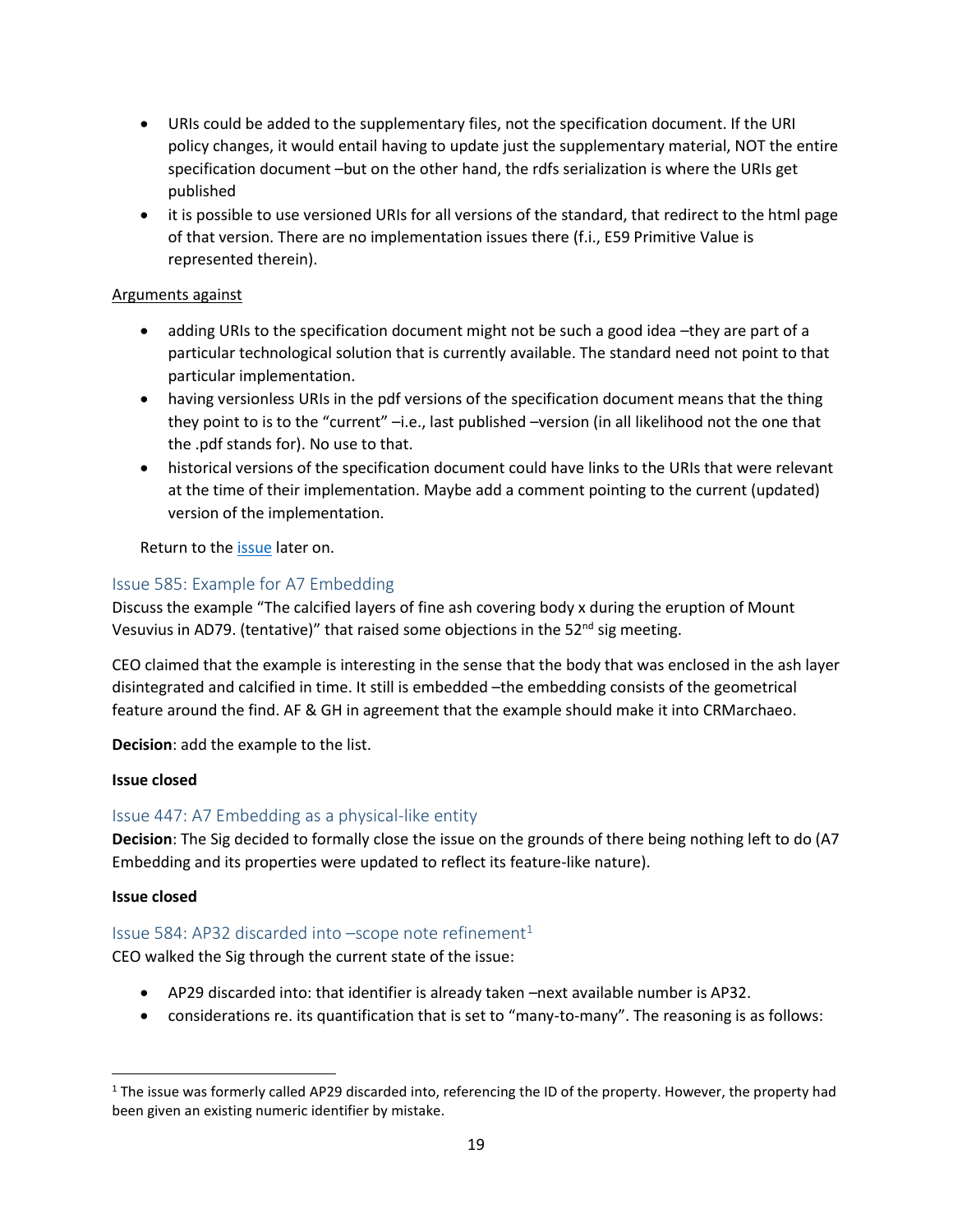- URIs could be added to the supplementary files, not the specification document. If the URI policy changes, it would entail having to update just the supplementary material, NOT the entire specification document –but on the other hand, the rdfs serialization is where the URIs get published
- it is possible to use versioned URIs for all versions of the standard, that redirect to the html page of that version. There are no implementation issues there (f.i., E59 Primitive Value is represented therein).

Arguments against

- adding URIs to the specification document might not be such a good idea –they are part of a particular technological solution that is currently available. The standard need not point to that particular implementation.
- having versionless URIs in the pdf versions of the specification document means that the thing they point to is to the "current" –i.e., last published –version (in all likelihood not the one that the .pdf stands for). No use to that.
- historical versions of the specification document could have links to the URIs that were relevant at the time of their implementation. Maybe add a comment pointing to the current (updated) version of the implementation.

Return to the issue later on.

### Issue 585: Example for A7 Embedding

Discuss the example "The calcified layers of fine ash covering body x during the eruption of Mount Vesuvius in AD79. (tentative)" that raised some objections in the 52nd sig meeting.

CEO claimed that the example is interesting in the sense that the body that was enclosed in the ash layer disintegrated and calcified in time. It still is embedded –the embedding consists of the geometrical feature around the find. AF & GH in agreement that the example should make it into CRMarchaeo.

**Decision**: add the example to the list.

**Issue closed**

### Issue 447: A7 Embedding as a physical-like entity

**Decision**: The Sig decided to formally close the issue on the grounds of there being nothing left to do (A7 Embedding and its properties were updated to reflect its feature-like nature).

**Issue closed**

### Issue 584: AP32 discarded into –scope note refinement[1]

CEO walked the Sig through the current state of the issue:

- AP29 discarded into: that identifier is already taken –next available number is AP32.
- considerations re. its quantification that is set to "many-to-many". The reasoning is as follows:

[1] The issue was formerly called AP29 discarded into, referencing the ID of the property. However, the property had been given an existing numeric identifier by mistake.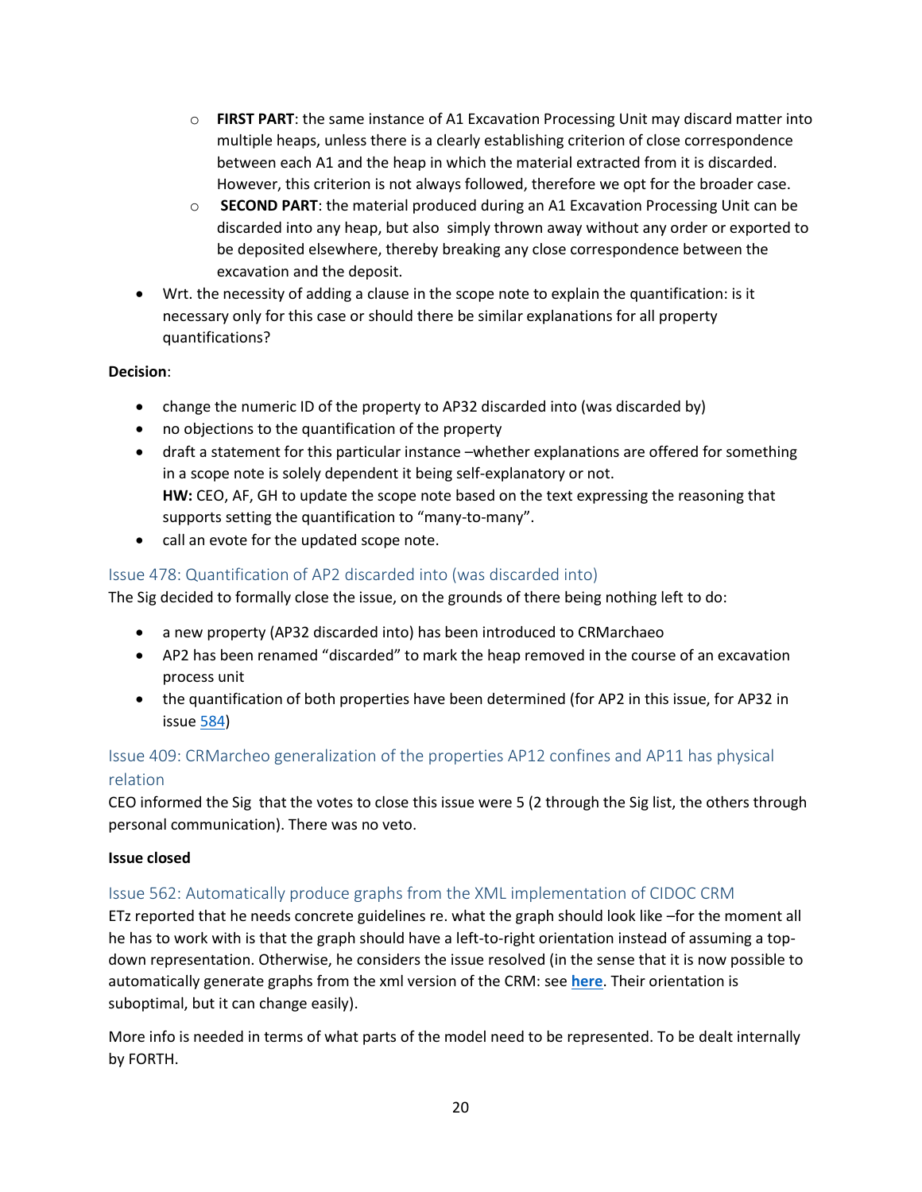- **FIRST PART**: the same instance of A1 Excavation Processing Unit may discard matter into multiple heaps, unless there is a clearly establishing criterion of close correspondence between each A1 and the heap in which the material extracted from it is discarded. However, this criterion is not always followed, therefore we opt for the broader case.
  - **SECOND PART**: the material produced during an A1 Excavation Processing Unit can be discarded into any heap, but also simply thrown away without any order or exported to be deposited elsewhere, thereby breaking any close correspondence between the excavation and the deposit.
- Wrt. the necessity of adding a clause in the scope note to explain the quantification: is it necessary only for this case or should there be similar explanations for all property quantifications?

**Decision**:

- change the numeric ID of the property to AP32 discarded into (was discarded by)
- no objections to the quantification of the property
- draft a statement for this particular instance –whether explanations are offered for something in a scope note is solely dependent it being self-explanatory or not.
  **HW:** CEO, AF, GH to update the scope note based on the text expressing the reasoning that supports setting the quantification to "many-to-many".
- call an evote for the updated scope note.

### Issue 478: Quantification of AP2 discarded into (was discarded into)

The Sig decided to formally close the issue, on the grounds of there being nothing left to do:

- a new property (AP32 discarded into) has been introduced to CRMarchaeo
- AP2 has been renamed "discarded" to mark the heap removed in the course of an excavation process unit
- the quantification of both properties have been determined (for AP2 in this issue, for AP32 in issue 584)

### Issue 409: CRMarcheo generalization of the properties AP12 confines and AP11 has physical relation

CEO informed the Sig that the votes to close this issue were 5 (2 through the Sig list, the others through personal communication). There was no veto.

**Issue closed**

### Issue 562: Automatically produce graphs from the XML implementation of CIDOC CRM

ETz reported that he needs concrete guidelines re. what the graph should look like –for the moment all he has to work with is that the graph should have a left-to-right orientation instead of assuming a top-down representation. Otherwise, he considers the issue resolved (in the sense that it is now possible to automatically generate graphs from the xml version of the CRM: see **here**. Their orientation is suboptimal, but it can change easily).

More info is needed in terms of what parts of the model need to be represented. To be dealt internally by FORTH.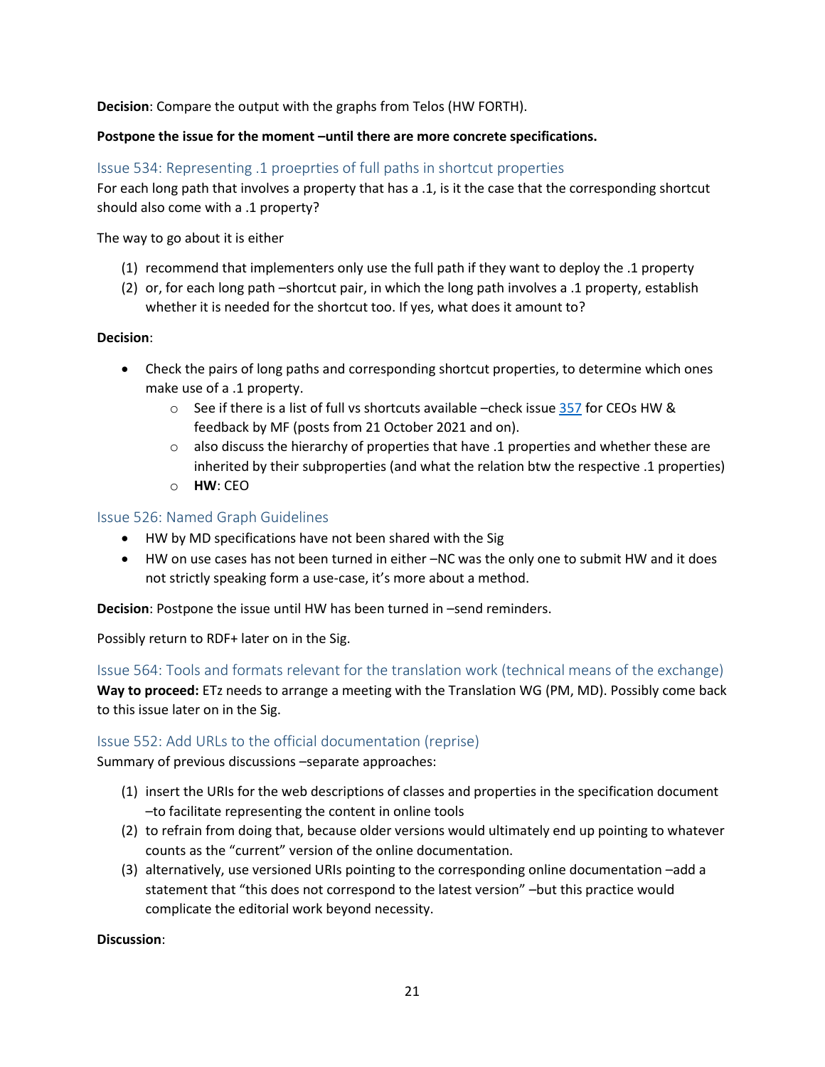**Decision**: Compare the output with the graphs from Telos (HW FORTH).

**Postpone the issue for the moment –until there are more concrete specifications.**

### Issue 534: Representing .1 proeprties of full paths in shortcut properties

For each long path that involves a property that has a .1, is it the case that the corresponding shortcut should also come with a .1 property?

The way to go about it is either

(1) recommend that implementers only use the full path if they want to deploy the .1 property
(2) or, for each long path –shortcut pair, in which the long path involves a .1 property, establish whether it is needed for the shortcut too. If yes, what does it amount to?

**Decision**:

- Check the pairs of long paths and corresponding shortcut properties, to determine which ones make use of a .1 property.
    - See if there is a list of full vs shortcuts available –check issue [357](357) for CEOs HW & feedback by MF (posts from 21 October 2021 and on).
    - also discuss the hierarchy of properties that have .1 properties and whether these are inherited by their subproperties (and what the relation btw the respective .1 properties)
    - **HW**: CEO

### Issue 526: Named Graph Guidelines

- HW by MD specifications have not been shared with the Sig
- HW on use cases has not been turned in either –NC was the only one to submit HW and it does not strictly speaking form a use-case, it's more about a method.

**Decision**: Postpone the issue until HW has been turned in –send reminders.

Possibly return to RDF+ later on in the Sig.

### Issue 564: Tools and formats relevant for the translation work (technical means of the exchange)

**Way to proceed:** ETz needs to arrange a meeting with the Translation WG (PM, MD). Possibly come back to this issue later on in the Sig.

### Issue 552: Add URLs to the official documentation (reprise)

Summary of previous discussions –separate approaches:

(1) insert the URIs for the web descriptions of classes and properties in the specification document –to facilitate representing the content in online tools
(2) to refrain from doing that, because older versions would ultimately end up pointing to whatever counts as the "current" version of the online documentation.
(3) alternatively, use versioned URIs pointing to the corresponding online documentation –add a statement that "this does not correspond to the latest version" –but this practice would complicate the editorial work beyond necessity.

**Discussion**: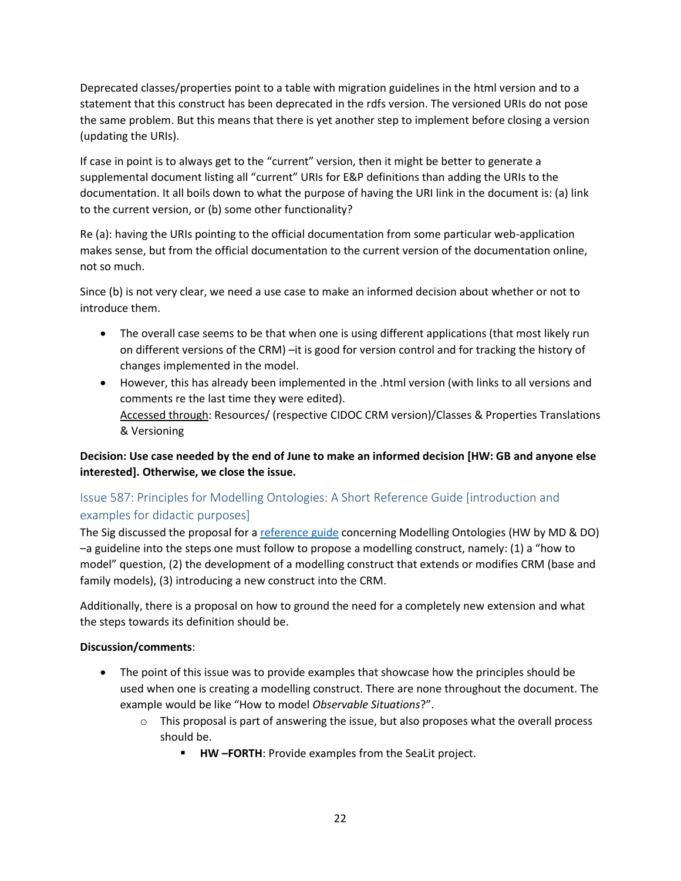Deprecated classes/properties point to a table with migration guidelines in the html version and to a statement that this construct has been deprecated in the rdfs version. The versioned URIs do not pose the same problem. But this means that there is yet another step to implement before closing a version (updating the URIs).

If case in point is to always get to the "current" version, then it might be better to generate a supplemental document listing all "current" URIs for E&P definitions than adding the URIs to the documentation. It all boils down to what the purpose of having the URI link in the document is: (a) link to the current version, or (b) some other functionality?

Re (a): having the URIs pointing to the official documentation from some particular web-application makes sense, but from the official documentation to the current version of the documentation online, not so much.

Since (b) is not very clear, we need a use case to make an informed decision about whether or not to introduce them.

- The overall case seems to be that when one is using different applications (that most likely run on different versions of the CRM) –it is good for version control and for tracking the history of changes implemented in the model.
- However, this has already been implemented in the .html version (with links to all versions and comments re the last time they were edited).
  <u>Accessed through</u>: Resources/ (respective CIDOC CRM version)/Classes & Properties Translations & Versioning

**Decision: Use case needed by the end of June to make an informed decision [HW: GB and anyone else interested]. Otherwise, we close the issue.**

### Issue 587: Principles for Modelling Ontologies: A Short Reference Guide [introduction and examples for didactic purposes]

The Sig discussed the proposal for a [reference guide]() concerning Modelling Ontologies (HW by MD & DO) –a guideline into the steps one must follow to propose a modelling construct, namely: (1) a "how to model" question, (2) the development of a modelling construct that extends or modifies CRM (base and family models), (3) introducing a new construct into the CRM.

Additionally, there is a proposal on how to ground the need for a completely new extension and what the steps towards its definition should be.

**Discussion/comments**:

- The point of this issue was to provide examples that showcase how the principles should be used when one is creating a modelling construct. There are none throughout the document. The example would be like "How to model *Observable Situations*?".
  - This proposal is part of answering the issue, but also proposes what the overall process should be.
    - **HW –FORTH**: Provide examples from the SeaLit project.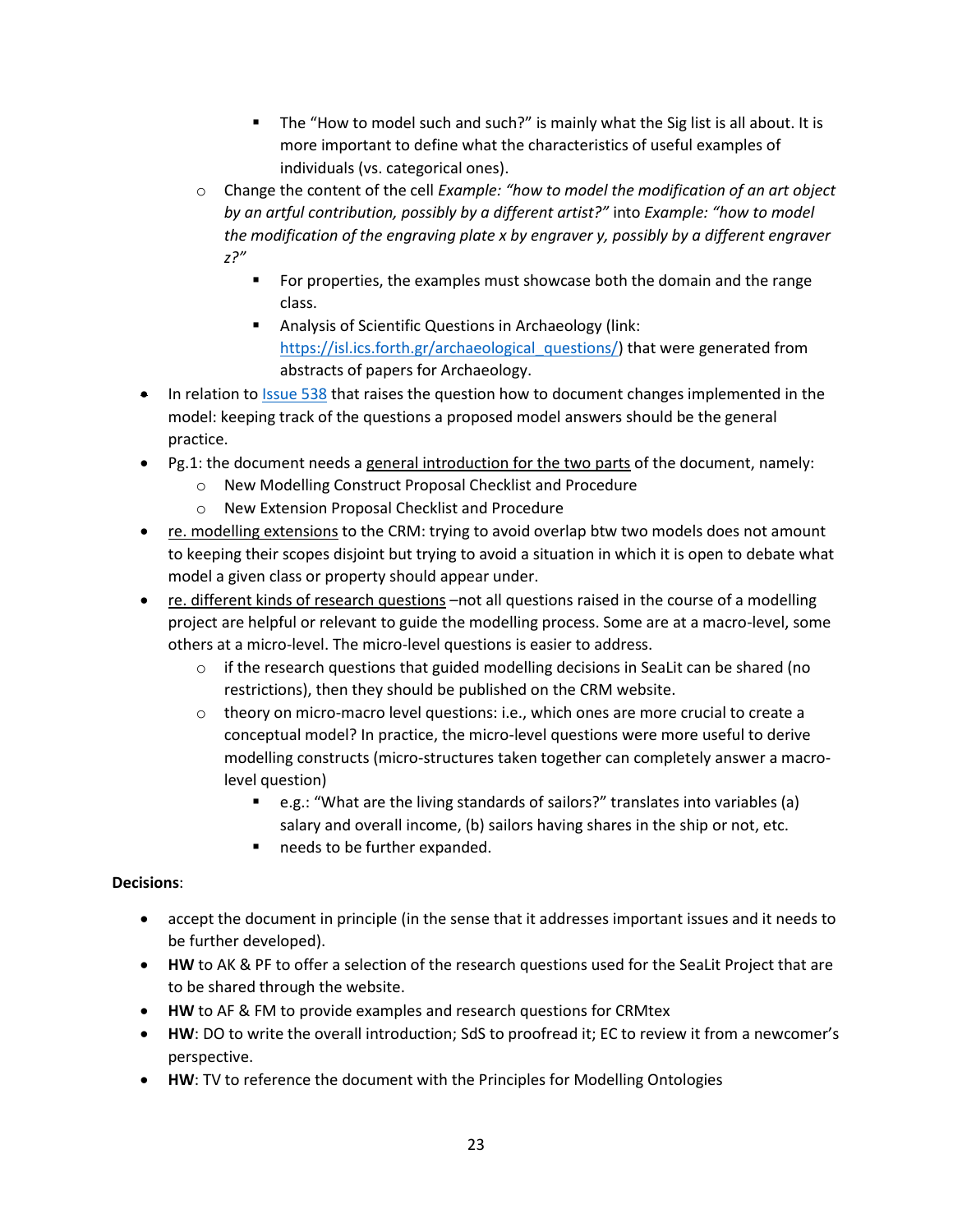- The "How to model such and such?" is mainly what the Sig list is all about. It is more important to define what the characteristics of useful examples of individuals (vs. categorical ones).
    - Change the content of the cell *Example: "how to model the modification of an art object by an artful contribution, possibly by a different artist?"* into *Example: "how to model the modification of the engraving plate x by engraver y, possibly by a different engraver z?"*
        - For properties, the examples must showcase both the domain and the range class.
        - Analysis of Scientific Questions in Archaeology (link: [https://isl.ics.forth.gr/archaeological_questions/](https://isl.ics.forth.gr/archaeological_questions/)) that were generated from abstracts of papers for Archaeology.
- In relation to [Issue 538]() that raises the question how to document changes implemented in the model: keeping track of the questions a proposed model answers should be the general practice.
- Pg.1: the document needs a <u>general introduction for the two parts</u> of the document, namely:
    - New Modelling Construct Proposal Checklist and Procedure
    - New Extension Proposal Checklist and Procedure
- <u>re. modelling extensions</u> to the CRM: trying to avoid overlap btw two models does not amount to keeping their scopes disjoint but trying to avoid a situation in which it is open to debate what model a given class or property should appear under.
- <u>re. different kinds of research questions</u> –not all questions raised in the course of a modelling project are helpful or relevant to guide the modelling process. Some are at a macro-level, some others at a micro-level. The micro-level questions is easier to address.
    - if the research questions that guided modelling decisions in SeaLit can be shared (no restrictions), then they should be published on the CRM website.
    - theory on micro-macro level questions: i.e., which ones are more crucial to create a conceptual model? In practice, the micro-level questions were more useful to derive modelling constructs (micro-structures taken together can completely answer a macro-level question)
        - e.g.: "What are the living standards of sailors?" translates into variables (a) salary and overall income, (b) sailors having shares in the ship or not, etc.
        - needs to be further expanded.

**Decisions**:

- accept the document in principle (in the sense that it addresses important issues and it needs to be further developed).
- **HW** to AK & PF to offer a selection of the research questions used for the SeaLit Project that are to be shared through the website.
- **HW** to AF & FM to provide examples and research questions for CRMtex
- **HW**: DO to write the overall introduction; SdS to proofread it; EC to review it from a newcomer's perspective.
- **HW**: TV to reference the document with the Principles for Modelling Ontologies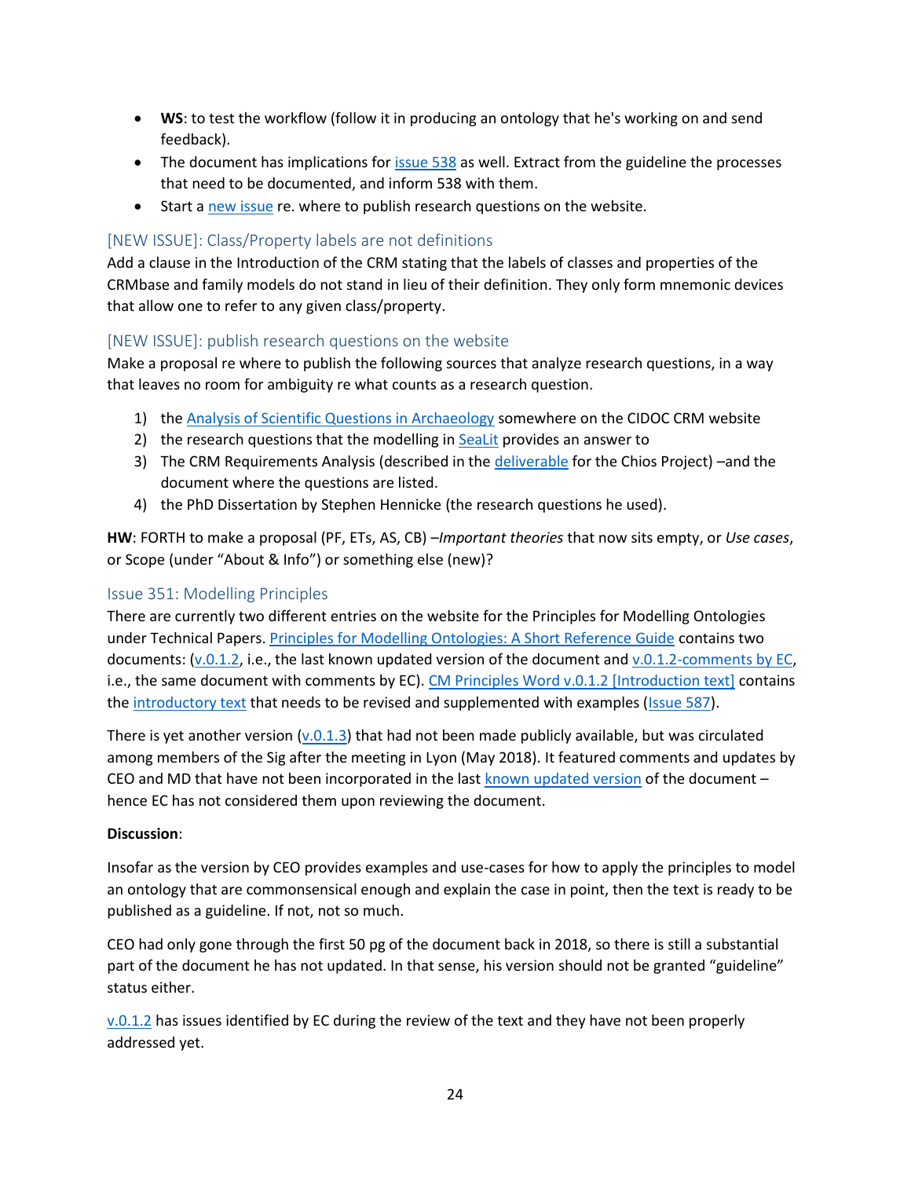- **WS**: to test the workflow (follow it in producing an ontology that he's working on and send feedback).
- The document has implications for issue 538 as well. Extract from the guideline the processes that need to be documented, and inform 538 with them.
- Start a new issue re. where to publish research questions on the website.

### [NEW ISSUE]: Class/Property labels are not definitions

Add a clause in the Introduction of the CRM stating that the labels of classes and properties of the CRMbase and family models do not stand in lieu of their definition. They only form mnemonic devices that allow one to refer to any given class/property.

### [NEW ISSUE]: publish research questions on the website

Make a proposal re where to publish the following sources that analyze research questions, in a way that leaves no room for ambiguity re what counts as a research question.

1) the Analysis of Scientific Questions in Archaeology somewhere on the CIDOC CRM website
2) the research questions that the modelling in SeaLit provides an answer to
3) The CRM Requirements Analysis (described in the deliverable for the Chios Project) –and the document where the questions are listed.
4) the PhD Dissertation by Stephen Hennicke (the research questions he used).

**HW**: FORTH to make a proposal (PF, ETs, AS, CB) –*Important theories* that now sits empty, or *Use cases*, or Scope (under "About & Info") or something else (new)?

### Issue 351: Modelling Principles

There are currently two different entries on the website for the Principles for Modelling Ontologies under Technical Papers. Principles for Modelling Ontologies: A Short Reference Guide contains two documents: (v.0.1.2, i.e., the last known updated version of the document and v.0.1.2-comments by EC, i.e., the same document with comments by EC). CM Principles Word v.0.1.2 [Introduction text] contains the introductory text that needs to be revised and supplemented with examples (Issue 587).

There is yet another version (v.0.1.3) that had not been made publicly available, but was circulated among members of the Sig after the meeting in Lyon (May 2018). It featured comments and updates by CEO and MD that have not been incorporated in the last known updated version of the document – hence EC has not considered them upon reviewing the document.

**Discussion**:

Insofar as the version by CEO provides examples and use-cases for how to apply the principles to model an ontology that are commonsensical enough and explain the case in point, then the text is ready to be published as a guideline. If not, not so much.

CEO had only gone through the first 50 pg of the document back in 2018, so there is still a substantial part of the document he has not updated. In that sense, his version should not be granted "guideline" status either.

v.0.1.2 has issues identified by EC during the review of the text and they have not been properly addressed yet.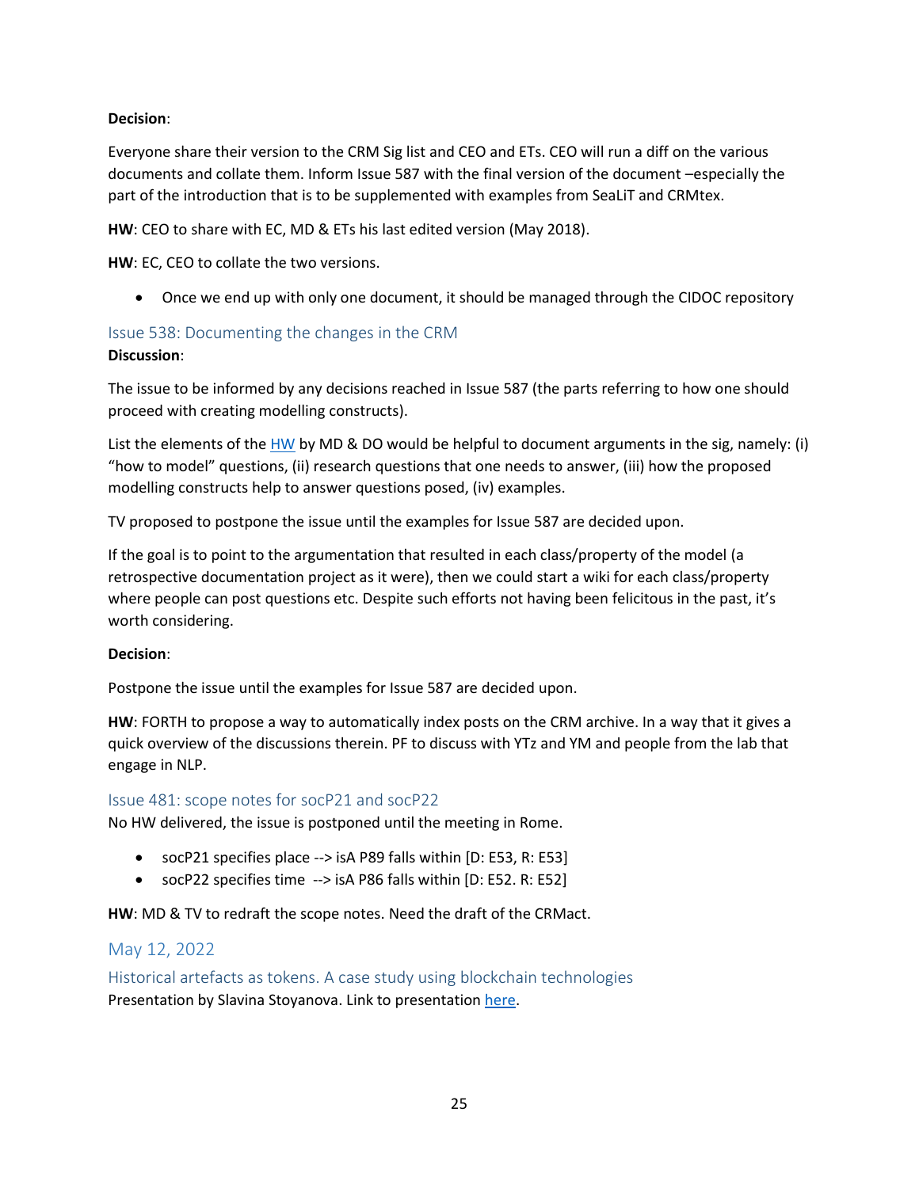**Decision**:

Everyone share their version to the CRM Sig list and CEO and ETs. CEO will run a diff on the various documents and collate them. Inform Issue 587 with the final version of the document –especially the part of the introduction that is to be supplemented with examples from SeaLiT and CRMtex.

**HW**: CEO to share with EC, MD & ETs his last edited version (May 2018).

**HW**: EC, CEO to collate the two versions.

- Once we end up with only one document, it should be managed through the CIDOC repository

### Issue 538: Documenting the changes in the CRM

**Discussion**:

The issue to be informed by any decisions reached in Issue 587 (the parts referring to how one should proceed with creating modelling constructs).

List the elements of the HW by MD & DO would be helpful to document arguments in the sig, namely: (i) "how to model" questions, (ii) research questions that one needs to answer, (iii) how the proposed modelling constructs help to answer questions posed, (iv) examples.

TV proposed to postpone the issue until the examples for Issue 587 are decided upon.

If the goal is to point to the argumentation that resulted in each class/property of the model (a retrospective documentation project as it were), then we could start a wiki for each class/property where people can post questions etc. Despite such efforts not having been felicitous in the past, it's worth considering.

**Decision**:

Postpone the issue until the examples for Issue 587 are decided upon.

**HW**: FORTH to propose a way to automatically index posts on the CRM archive. In a way that it gives a quick overview of the discussions therein. PF to discuss with YTz and YM and people from the lab that engage in NLP.

### Issue 481: scope notes for socP21 and socP22

No HW delivered, the issue is postponed until the meeting in Rome.

- socP21 specifies place --> isA P89 falls within [D: E53, R: E53]
- socP22 specifies time --> isA P86 falls within [D: E52. R: E52]

**HW**: MD & TV to redraft the scope notes. Need the draft of the CRMact.

## May 12, 2022

### Historical artefacts as tokens. A case study using blockchain technologies

Presentation by Slavina Stoyanova. Link to presentation here.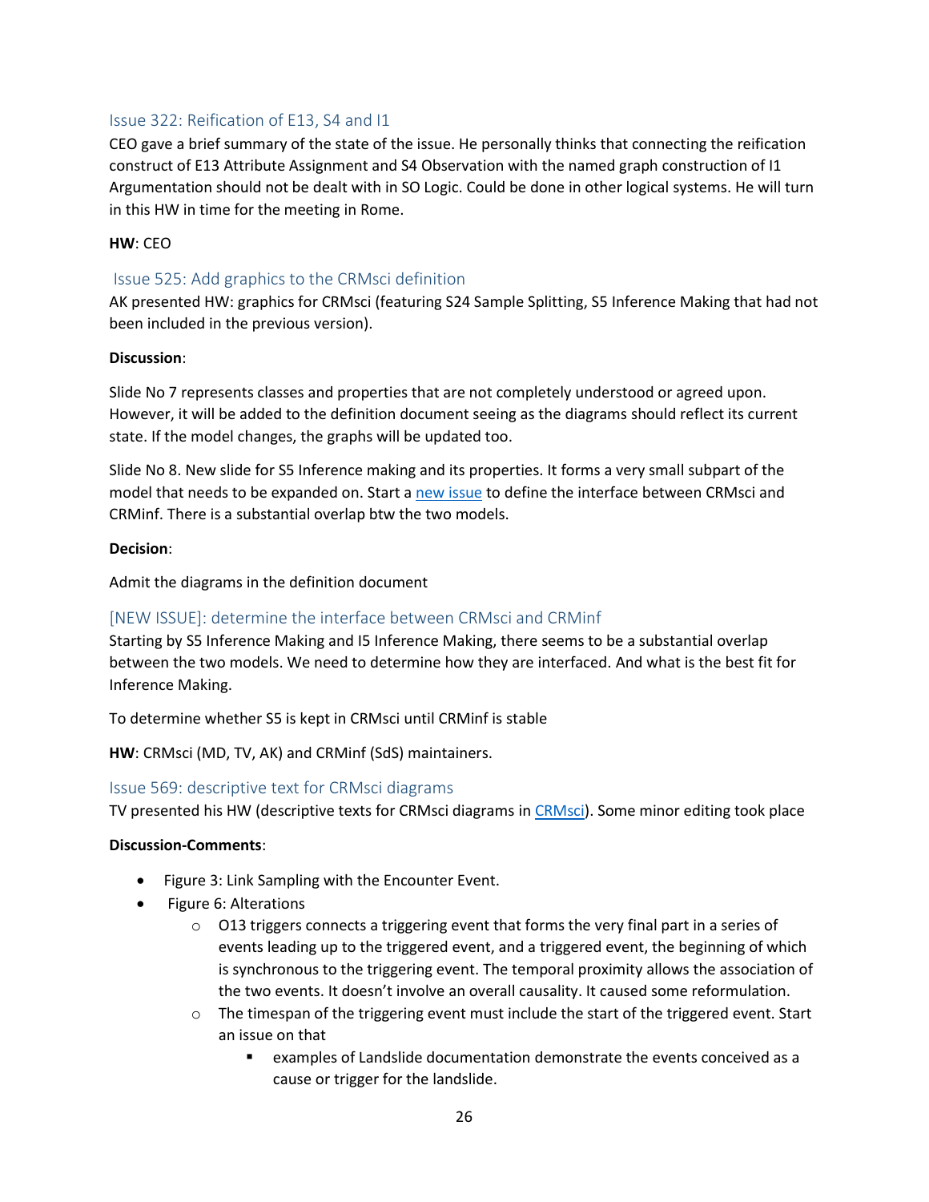### Issue 322: Reification of E13, S4 and I1

CEO gave a brief summary of the state of the issue. He personally thinks that connecting the reification construct of E13 Attribute Assignment and S4 Observation with the named graph construction of I1 Argumentation should not be dealt with in SO Logic. Could be done in other logical systems. He will turn in this HW in time for the meeting in Rome.

**HW**: CEO

### Issue 525: Add graphics to the CRMsci definition

AK presented HW: graphics for CRMsci (featuring S24 Sample Splitting, S5 Inference Making that had not been included in the previous version).

**Discussion**:

Slide No 7 represents classes and properties that are not completely understood or agreed upon. However, it will be added to the definition document seeing as the diagrams should reflect its current state. If the model changes, the graphs will be updated too.

Slide No 8. New slide for S5 Inference making and its properties. It forms a very small subpart of the model that needs to be expanded on. Start a new issue to define the interface between CRMsci and CRMinf. There is a substantial overlap btw the two models.

**Decision**:

Admit the diagrams in the definition document

### [NEW ISSUE]: determine the interface between CRMsci and CRMinf

Starting by S5 Inference Making and I5 Inference Making, there seems to be a substantial overlap between the two models. We need to determine how they are interfaced. And what is the best fit for Inference Making.

To determine whether S5 is kept in CRMsci until CRMinf is stable

**HW**: CRMsci (MD, TV, AK) and CRMinf (SdS) maintainers.

### Issue 569: descriptive text for CRMsci diagrams

TV presented his HW (descriptive texts for CRMsci diagrams in CRMsci). Some minor editing took place

**Discussion-Comments**:

- Figure 3: Link Sampling with the Encounter Event.
- Figure 6: Alterations
  - O13 triggers connects a triggering event that forms the very final part in a series of events leading up to the triggered event, and a triggered event, the beginning of which is synchronous to the triggering event. The temporal proximity allows the association of the two events. It doesn't involve an overall causality. It caused some reformulation.
  - The timespan of the triggering event must include the start of the triggered event. Start an issue on that
    - examples of Landslide documentation demonstrate the events conceived as a cause or trigger for the landslide.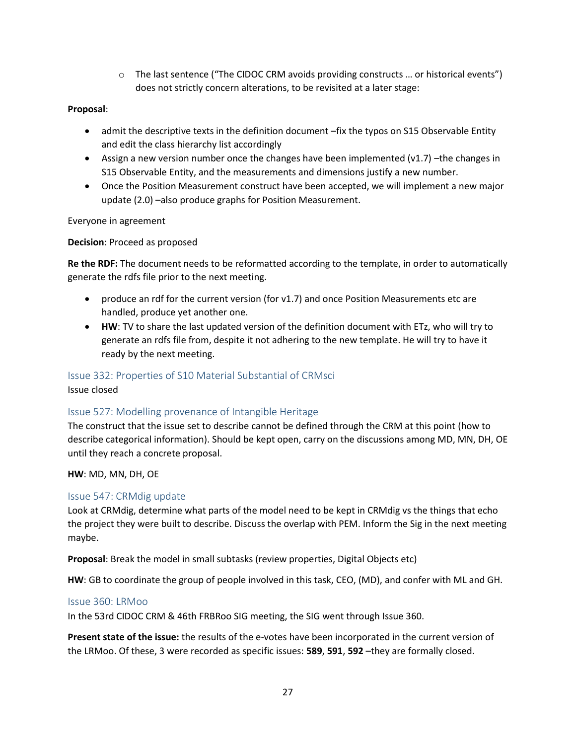- The last sentence ("The CIDOC CRM avoids providing constructs … or historical events") does not strictly concern alterations, to be revisited at a later stage:

**Proposal**:

- admit the descriptive texts in the definition document –fix the typos on S15 Observable Entity and edit the class hierarchy list accordingly
- Assign a new version number once the changes have been implemented (v1.7) –the changes in S15 Observable Entity, and the measurements and dimensions justify a new number.
- Once the Position Measurement construct have been accepted, we will implement a new major update (2.0) –also produce graphs for Position Measurement.

Everyone in agreement

**Decision**: Proceed as proposed

**Re the RDF:** The document needs to be reformatted according to the template, in order to automatically generate the rdfs file prior to the next meeting.

- produce an rdf for the current version (for v1.7) and once Position Measurements etc are handled, produce yet another one.
- **HW**: TV to share the last updated version of the definition document with ETz, who will try to generate an rdfs file from, despite it not adhering to the new template. He will try to have it ready by the next meeting.

### Issue 332: Properties of S10 Material Substantial of CRMsci

Issue closed

### Issue 527: Modelling provenance of Intangible Heritage

The construct that the issue set to describe cannot be defined through the CRM at this point (how to describe categorical information). Should be kept open, carry on the discussions among MD, MN, DH, OE until they reach a concrete proposal.

**HW**: MD, MN, DH, OE

### Issue 547: CRMdig update

Look at CRMdig, determine what parts of the model need to be kept in CRMdig vs the things that echo the project they were built to describe. Discuss the overlap with PEM. Inform the Sig in the next meeting maybe.

**Proposal**: Break the model in small subtasks (review properties, Digital Objects etc)

**HW**: GB to coordinate the group of people involved in this task, CEO, (MD), and confer with ML and GH.

### Issue 360: LRMoo

In the 53rd CIDOC CRM & 46th FRBRoo SIG meeting, the SIG went through Issue 360.

**Present state of the issue:** the results of the e-votes have been incorporated in the current version of the LRMoo. Of these, 3 were recorded as specific issues: **589**, **591**, **592** –they are formally closed.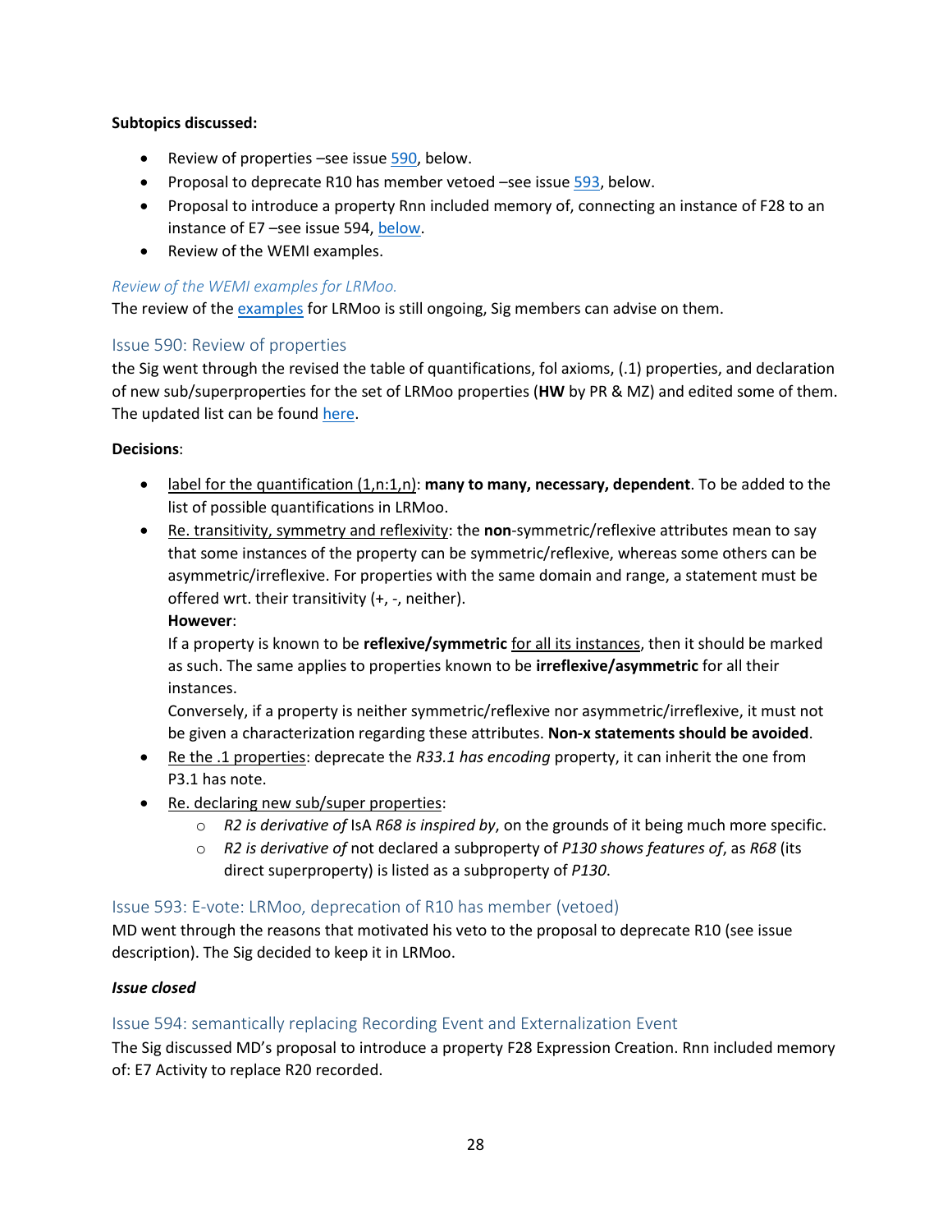**Subtopics discussed:**

- Review of properties –see issue 590, below.
- Proposal to deprecate R10 has member vetoed –see issue 593, below.
- Proposal to introduce a property Rnn included memory of, connecting an instance of F28 to an instance of E7 –see issue 594, below.
- Review of the WEMI examples.

### *Review of the WEMI examples for LRMoo.*

The review of the examples for LRMoo is still ongoing, Sig members can advise on them.

### Issue 590: Review of properties

the Sig went through the revised the table of quantifications, fol axioms, (.1) properties, and declaration of new sub/superproperties for the set of LRMoo properties (**HW** by PR & MZ) and edited some of them. The updated list can be found here.

**Decisions**:

- label for the quantification (1,n:1,n): **many to many, necessary, dependent**. To be added to the list of possible quantifications in LRMoo.
- Re. transitivity, symmetry and reflexivity: the **non**-symmetric/reflexive attributes mean to say that some instances of the property can be symmetric/reflexive, whereas some others can be asymmetric/irreflexive. For properties with the same domain and range, a statement must be offered wrt. their transitivity (+, -, neither).
  **However**:
  If a property is known to be **reflexive/symmetric** for all its instances, then it should be marked as such. The same applies to properties known to be **irreflexive/asymmetric** for all their instances.
  Conversely, if a property is neither symmetric/reflexive nor asymmetric/irreflexive, it must not be given a characterization regarding these attributes. **Non-x statements should be avoided**.
- Re the .1 properties: deprecate the *R33.1 has encoding* property, it can inherit the one from P3.1 has note.
- Re. declaring new sub/super properties:
  - *R2 is derivative of* IsA *R68 is inspired by*, on the grounds of it being much more specific.
  - *R2 is derivative of* not declared a subproperty of *P130 shows features of*, as *R68* (its direct superproperty) is listed as a subproperty of *P130*.

### Issue 593: E-vote: LRMoo, deprecation of R10 has member (vetoed)

MD went through the reasons that motivated his veto to the proposal to deprecate R10 (see issue description). The Sig decided to keep it in LRMoo.

***Issue closed***

### Issue 594: semantically replacing Recording Event and Externalization Event

The Sig discussed MD's proposal to introduce a property F28 Expression Creation. Rnn included memory of: E7 Activity to replace R20 recorded.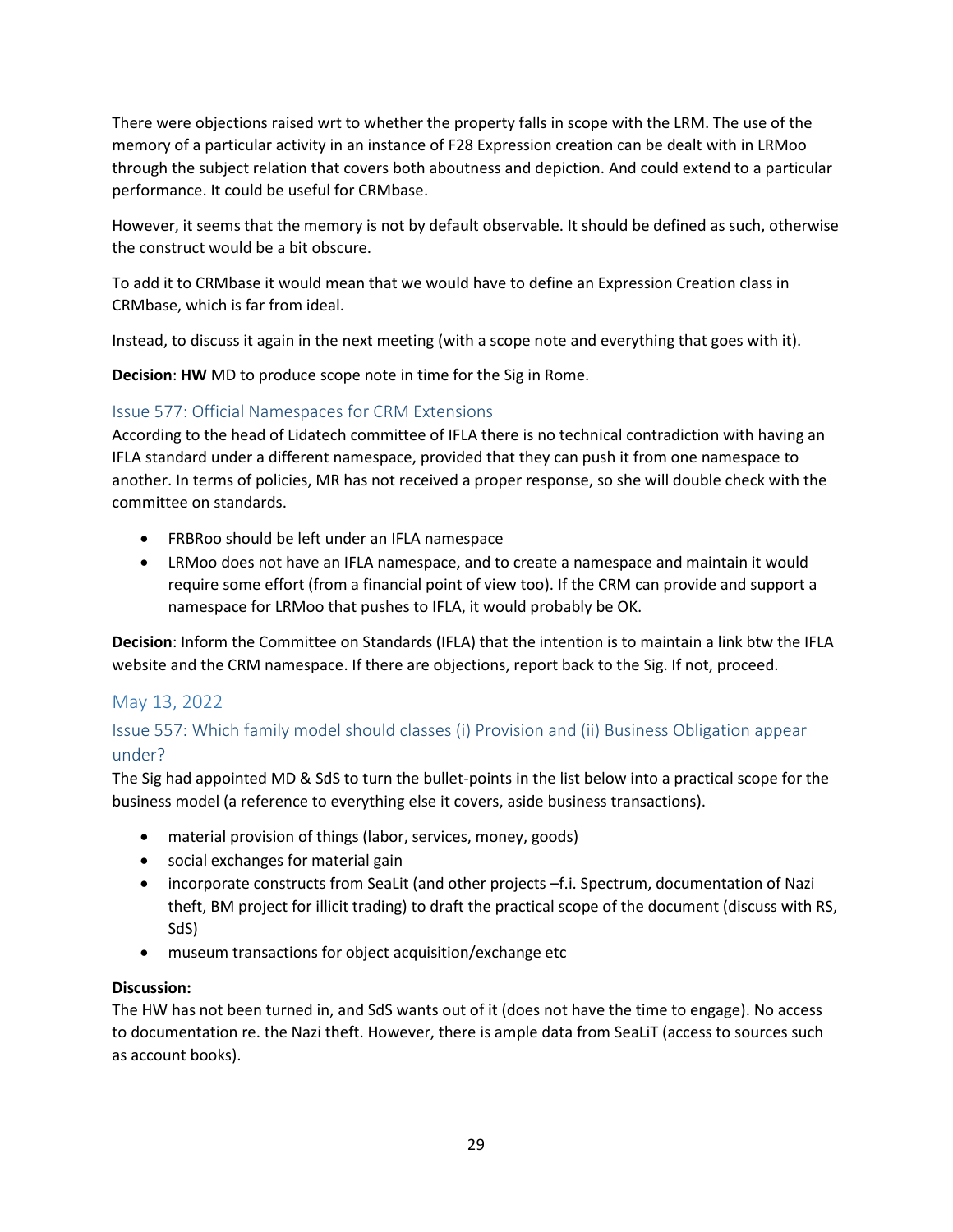There were objections raised wrt to whether the property falls in scope with the LRM. The use of the memory of a particular activity in an instance of F28 Expression creation can be dealt with in LRMoo through the subject relation that covers both aboutness and depiction. And could extend to a particular performance. It could be useful for CRMbase.

However, it seems that the memory is not by default observable. It should be defined as such, otherwise the construct would be a bit obscure.

To add it to CRMbase it would mean that we would have to define an Expression Creation class in CRMbase, which is far from ideal.

Instead, to discuss it again in the next meeting (with a scope note and everything that goes with it).

**Decision**: **HW** MD to produce scope note in time for the Sig in Rome.

### Issue 577: Official Namespaces for CRM Extensions

According to the head of Lidatech committee of IFLA there is no technical contradiction with having an IFLA standard under a different namespace, provided that they can push it from one namespace to another. In terms of policies, MR has not received a proper response, so she will double check with the committee on standards.

- FRBRoo should be left under an IFLA namespace
- LRMoo does not have an IFLA namespace, and to create a namespace and maintain it would require some effort (from a financial point of view too). If the CRM can provide and support a namespace for LRMoo that pushes to IFLA, it would probably be OK.

**Decision**: Inform the Committee on Standards (IFLA) that the intention is to maintain a link btw the IFLA website and the CRM namespace. If there are objections, report back to the Sig. If not, proceed.

## May 13, 2022

### Issue 557: Which family model should classes (i) Provision and (ii) Business Obligation appear under?

The Sig had appointed MD & SdS to turn the bullet-points in the list below into a practical scope for the business model (a reference to everything else it covers, aside business transactions).

- material provision of things (labor, services, money, goods)
- social exchanges for material gain
- incorporate constructs from SeaLit (and other projects –f.i. Spectrum, documentation of Nazi theft, BM project for illicit trading) to draft the practical scope of the document (discuss with RS, SdS)
- museum transactions for object acquisition/exchange etc

**Discussion:**

The HW has not been turned in, and SdS wants out of it (does not have the time to engage). No access to documentation re. the Nazi theft. However, there is ample data from SeaLiT (access to sources such as account books).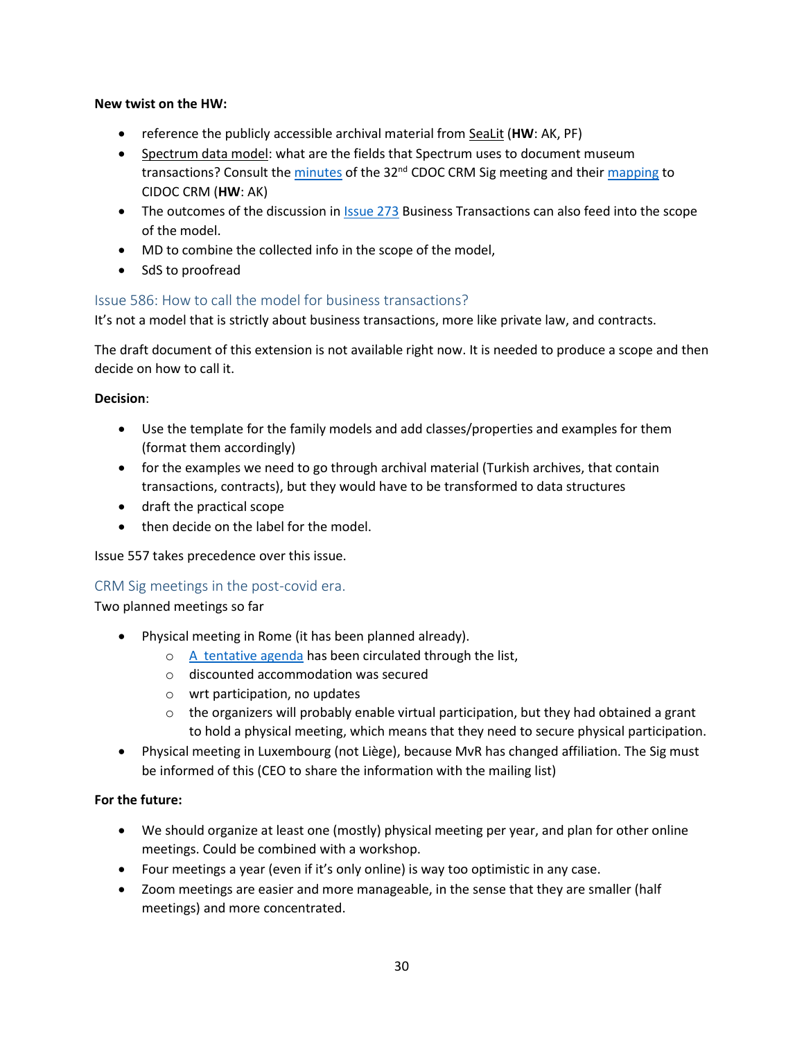**New twist on the HW:**

- reference the publicly accessible archival material from SeaLit (**HW**: AK, PF)
- Spectrum data model: what are the fields that Spectrum uses to document museum transactions? Consult the minutes of the 32nd CDOC CRM Sig meeting and their mapping to CIDOC CRM (**HW**: AK)
- The outcomes of the discussion in Issue 273 Business Transactions can also feed into the scope of the model.
- MD to combine the collected info in the scope of the model,
- SdS to proofread

## Issue 586: How to call the model for business transactions?

It's not a model that is strictly about business transactions, more like private law, and contracts.

The draft document of this extension is not available right now. It is needed to produce a scope and then decide on how to call it.

**Decision**:

- Use the template for the family models and add classes/properties and examples for them (format them accordingly)
- for the examples we need to go through archival material (Turkish archives, that contain transactions, contracts), but they would have to be transformed to data structures
- draft the practical scope
- then decide on the label for the model.

Issue 557 takes precedence over this issue.

## CRM Sig meetings in the post-covid era.

Two planned meetings so far

- Physical meeting in Rome (it has been planned already).
    - A tentative agenda has been circulated through the list,
    - discounted accommodation was secured
    - wrt participation, no updates
    - the organizers will probably enable virtual participation, but they had obtained a grant to hold a physical meeting, which means that they need to secure physical participation.
- Physical meeting in Luxembourg (not Liège), because MvR has changed affiliation. The Sig must be informed of this (CEO to share the information with the mailing list)

**For the future:**

- We should organize at least one (mostly) physical meeting per year, and plan for other online meetings. Could be combined with a workshop.
- Four meetings a year (even if it's only online) is way too optimistic in any case.
- Zoom meetings are easier and more manageable, in the sense that they are smaller (half meetings) and more concentrated.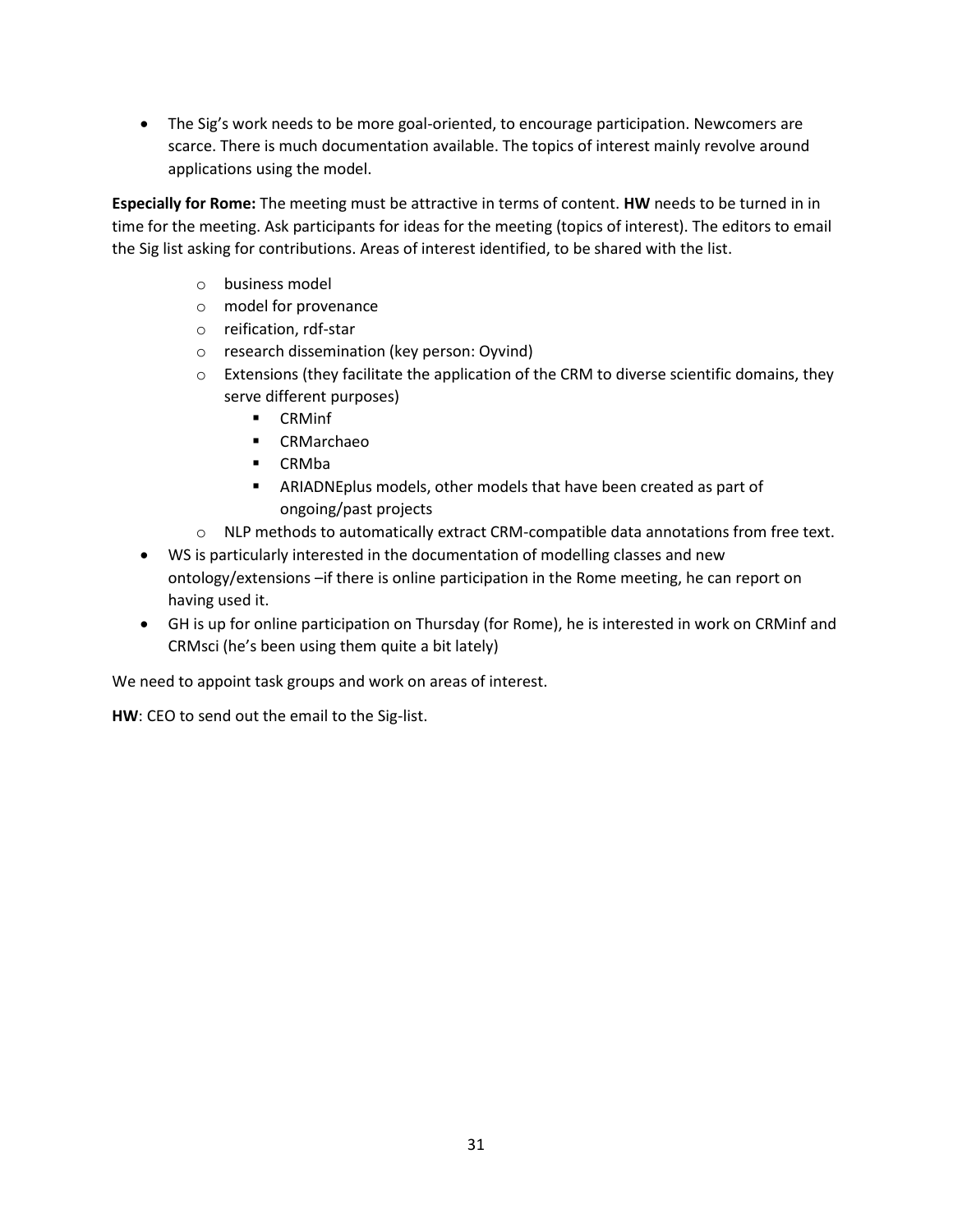- The Sig's work needs to be more goal-oriented, to encourage participation. Newcomers are scarce. There is much documentation available. The topics of interest mainly revolve around applications using the model.

**Especially for Rome:** The meeting must be attractive in terms of content. **HW** needs to be turned in in time for the meeting. Ask participants for ideas for the meeting (topics of interest). The editors to email the Sig list asking for contributions. Areas of interest identified, to be shared with the list.

  - business model
  - model for provenance
  - reification, rdf-star
  - research dissemination (key person: Oyvind)
  - Extensions (they facilitate the application of the CRM to diverse scientific domains, they serve different purposes)
    - CRMinf
    - CRMarchaeo
    - CRMba
    - ARIADNEplus models, other models that have been created as part of ongoing/past projects
  - NLP methods to automatically extract CRM-compatible data annotations from free text.
- WS is particularly interested in the documentation of modelling classes and new ontology/extensions –if there is online participation in the Rome meeting, he can report on having used it.
- GH is up for online participation on Thursday (for Rome), he is interested in work on CRMinf and CRMsci (he's been using them quite a bit lately)

We need to appoint task groups and work on areas of interest.

**HW**: CEO to send out the email to the Sig-list.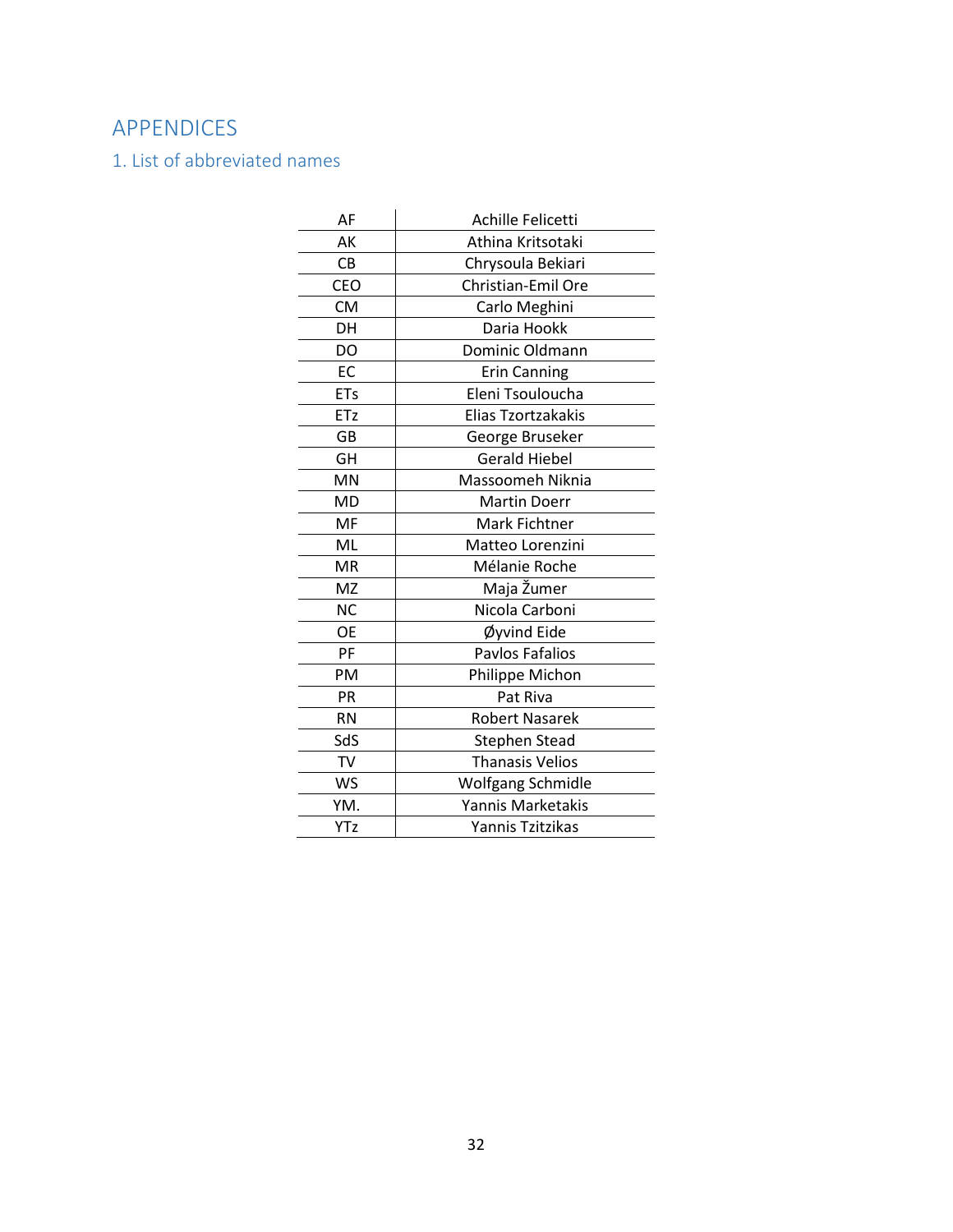# APPENDICES

## 1. List of abbreviated names

| | |
|---|---|
| AF | Achille Felicetti |
| AK | Athina Kritsotaki |
| CB | Chrysoula Bekiari |
| CEO | Christian-Emil Ore |
| CM | Carlo Meghini |
| DH | Daria Hookk |
| DO | Dominic Oldmann |
| EC | Erin Canning |
| ETs | Eleni Tsouloucha |
| ETz | Elias Tzortzakakis |
| GB | George Bruseker |
| GH | Gerald Hiebel |
| MN | Massoomeh Niknia |
| MD | Martin Doerr |
| MF | Mark Fichtner |
| ML | Matteo Lorenzini |
| MR | Mélanie Roche |
| MZ | Maja Žumer |
| NC | Nicola Carboni |
| OE | Øyvind Eide |
| PF | Pavlos Fafalios |
| PM | Philippe Michon |
| PR | Pat Riva |
| RN | Robert Nasarek |
| SdS | Stephen Stead |
| TV | Thanasis Velios |
| WS | Wolfgang Schmidle |
| YM. | Yannis Marketakis |
| YTz | Yannis Tzitzikas |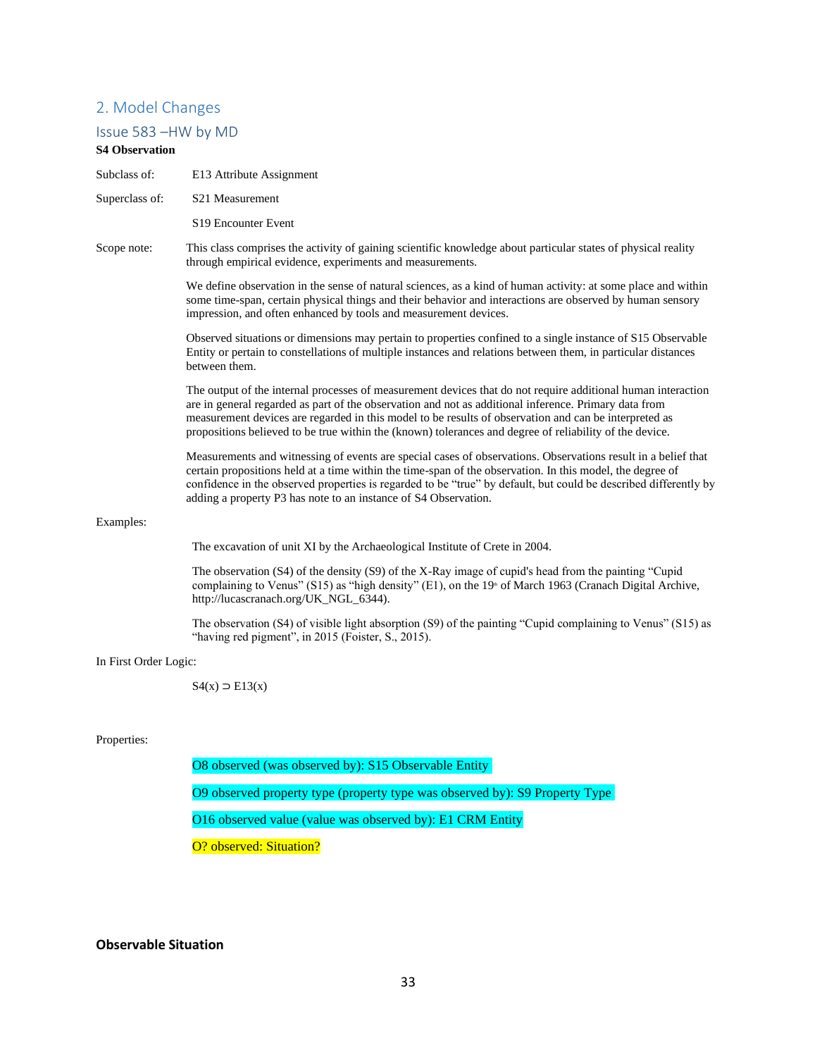## 2. Model Changes

### Issue 583 –HW by MD

**S4 Observation**

Subclass of: E13 Attribute Assignment

Superclass of: S21 Measurement

S19 Encounter Event

Scope note: This class comprises the activity of gaining scientific knowledge about particular states of physical reality through empirical evidence, experiments and measurements.

We define observation in the sense of natural sciences, as a kind of human activity: at some place and within some time-span, certain physical things and their behavior and interactions are observed by human sensory impression, and often enhanced by tools and measurement devices.

Observed situations or dimensions may pertain to properties confined to a single instance of S15 Observable Entity or pertain to constellations of multiple instances and relations between them, in particular distances between them.

The output of the internal processes of measurement devices that do not require additional human interaction are in general regarded as part of the observation and not as additional inference. Primary data from measurement devices are regarded in this model to be results of observation and can be interpreted as propositions believed to be true within the (known) tolerances and degree of reliability of the device.

Measurements and witnessing of events are special cases of observations. Observations result in a belief that certain propositions held at a time within the time-span of the observation. In this model, the degree of confidence in the observed properties is regarded to be "true" by default, but could be described differently by adding a property P3 has note to an instance of S4 Observation.

Examples:

The excavation of unit XI by the Archaeological Institute of Crete in 2004.

The observation (S4) of the density (S9) of the X-Ray image of cupid's head from the painting "Cupid complaining to Venus" (S15) as "high density" (E1), on the 19th of March 1963 (Cranach Digital Archive, http://lucascranach.org/UK_NGL_6344).

The observation (S4) of visible light absorption (S9) of the painting "Cupid complaining to Venus" (S15) as "having red pigment", in 2015 (Foister, S., 2015).

In First Order Logic:

S4(x) ⊃ E13(x)

Properties:

O8 observed (was observed by): S15 Observable Entity

O9 observed property type (property type was observed by): S9 Property Type

O16 observed value (value was observed by): E1 CRM Entity

O? observed: Situation?

**Observable Situation**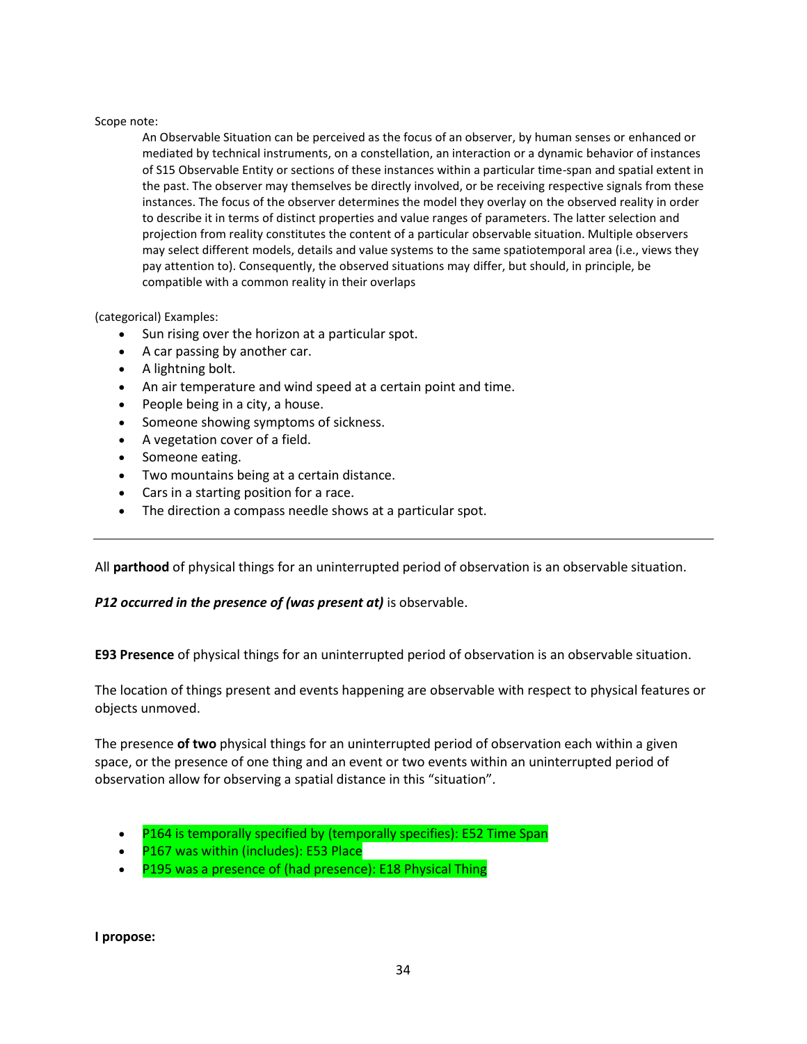Scope note:

> An Observable Situation can be perceived as the focus of an observer, by human senses or enhanced or mediated by technical instruments, on a constellation, an interaction or a dynamic behavior of instances of S15 Observable Entity or sections of these instances within a particular time-span and spatial extent in the past. The observer may themselves be directly involved, or be receiving respective signals from these instances. The focus of the observer determines the model they overlay on the observed reality in order to describe it in terms of distinct properties and value ranges of parameters. The latter selection and projection from reality constitutes the content of a particular observable situation. Multiple observers may select different models, details and value systems to the same spatiotemporal area (i.e., views they pay attention to). Consequently, the observed situations may differ, but should, in principle, be compatible with a common reality in their overlaps

(categorical) Examples:

- Sun rising over the horizon at a particular spot.
- A car passing by another car.
- A lightning bolt.
- An air temperature and wind speed at a certain point and time.
- People being in a city, a house.
- Someone showing symptoms of sickness.
- A vegetation cover of a field.
- Someone eating.
- Two mountains being at a certain distance.
- Cars in a starting position for a race.
- The direction a compass needle shows at a particular spot.

---

All **parthood** of physical things for an uninterrupted period of observation is an observable situation.

***P12 occurred in the presence of (was present at)*** is observable.

**E93 Presence** of physical things for an uninterrupted period of observation is an observable situation.

The location of things present and events happening are observable with respect to physical features or objects unmoved.

The presence **of two** physical things for an uninterrupted period of observation each within a given space, or the presence of one thing and an event or two events within an uninterrupted period of observation allow for observing a spatial distance in this "situation".

- P164 is temporally specified by (temporally specifies): E52 Time Span
- P167 was within (includes): E53 Place
- P195 was a presence of (had presence): E18 Physical Thing

**I propose:**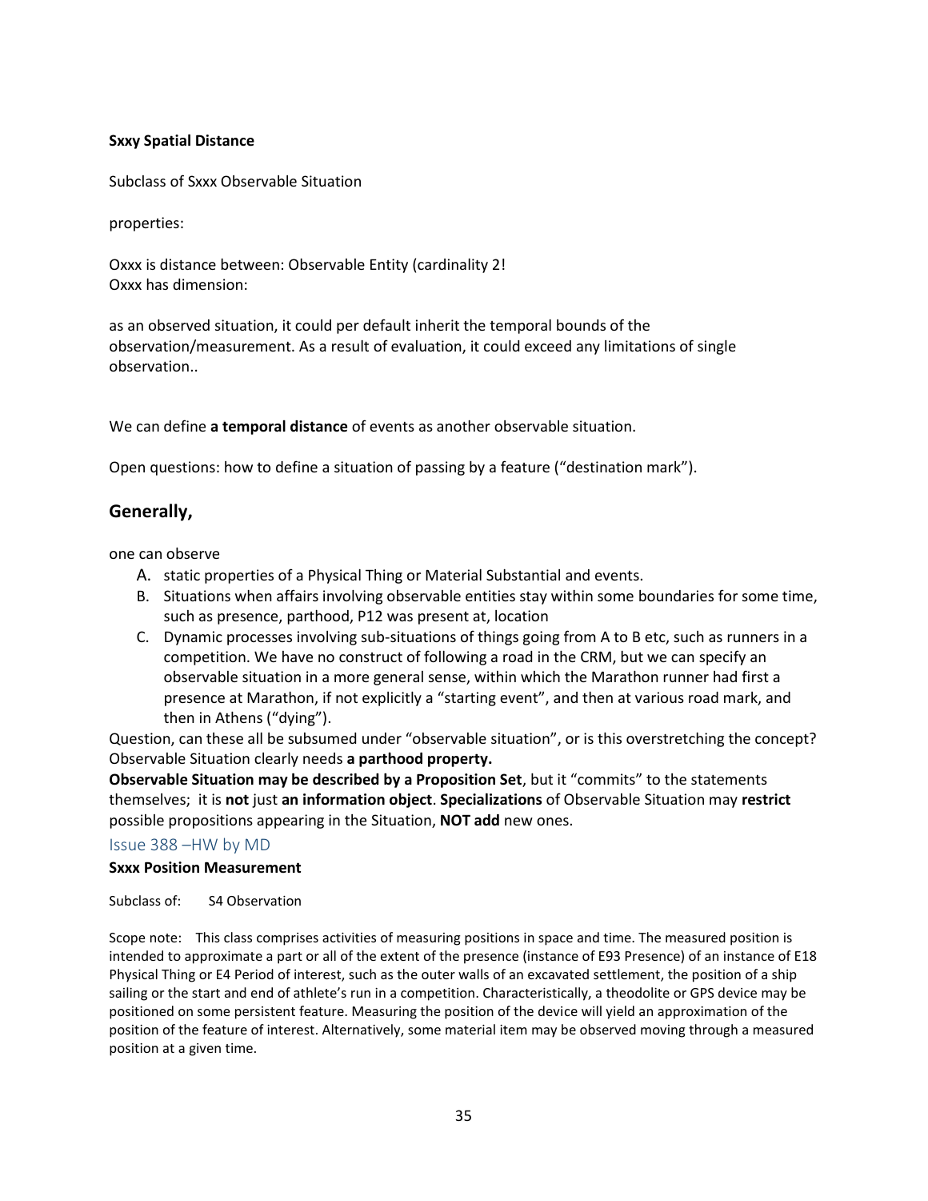**Sxxy Spatial Distance**

Subclass of Sxxx Observable Situation

properties:

Oxxx is distance between: Observable Entity (cardinality 2!
Oxxx has dimension:

as an observed situation, it could per default inherit the temporal bounds of the observation/measurement. As a result of evaluation, it could exceed any limitations of single observation..

We can define **a temporal distance** of events as another observable situation.

Open questions: how to define a situation of passing by a feature ("destination mark").

## Generally,

one can observe

A. static properties of a Physical Thing or Material Substantial and events.
B. Situations when affairs involving observable entities stay within some boundaries for some time, such as presence, parthood, P12 was present at, location
C. Dynamic processes involving sub-situations of things going from A to B etc, such as runners in a competition. We have no construct of following a road in the CRM, but we can specify an observable situation in a more general sense, within which the Marathon runner had first a presence at Marathon, if not explicitly a "starting event", and then at various road mark, and then in Athens ("dying").

Question, can these all be subsumed under "observable situation", or is this overstretching the concept? Observable Situation clearly needs **a parthood property.**
**Observable Situation may be described by a Proposition Set**, but it "commits" to the statements themselves; it is **not** just **an information object**. **Specializations** of Observable Situation may **restrict** possible propositions appearing in the Situation, **NOT add** new ones.

### Issue 388 –HW by MD

**Sxxx Position Measurement**

Subclass of: S4 Observation

Scope note: This class comprises activities of measuring positions in space and time. The measured position is intended to approximate a part or all of the extent of the presence (instance of E93 Presence) of an instance of E18 Physical Thing or E4 Period of interest, such as the outer walls of an excavated settlement, the position of a ship sailing or the start and end of athlete's run in a competition. Characteristically, a theodolite or GPS device may be positioned on some persistent feature. Measuring the position of the device will yield an approximation of the position of the feature of interest. Alternatively, some material item may be observed moving through a measured position at a given time.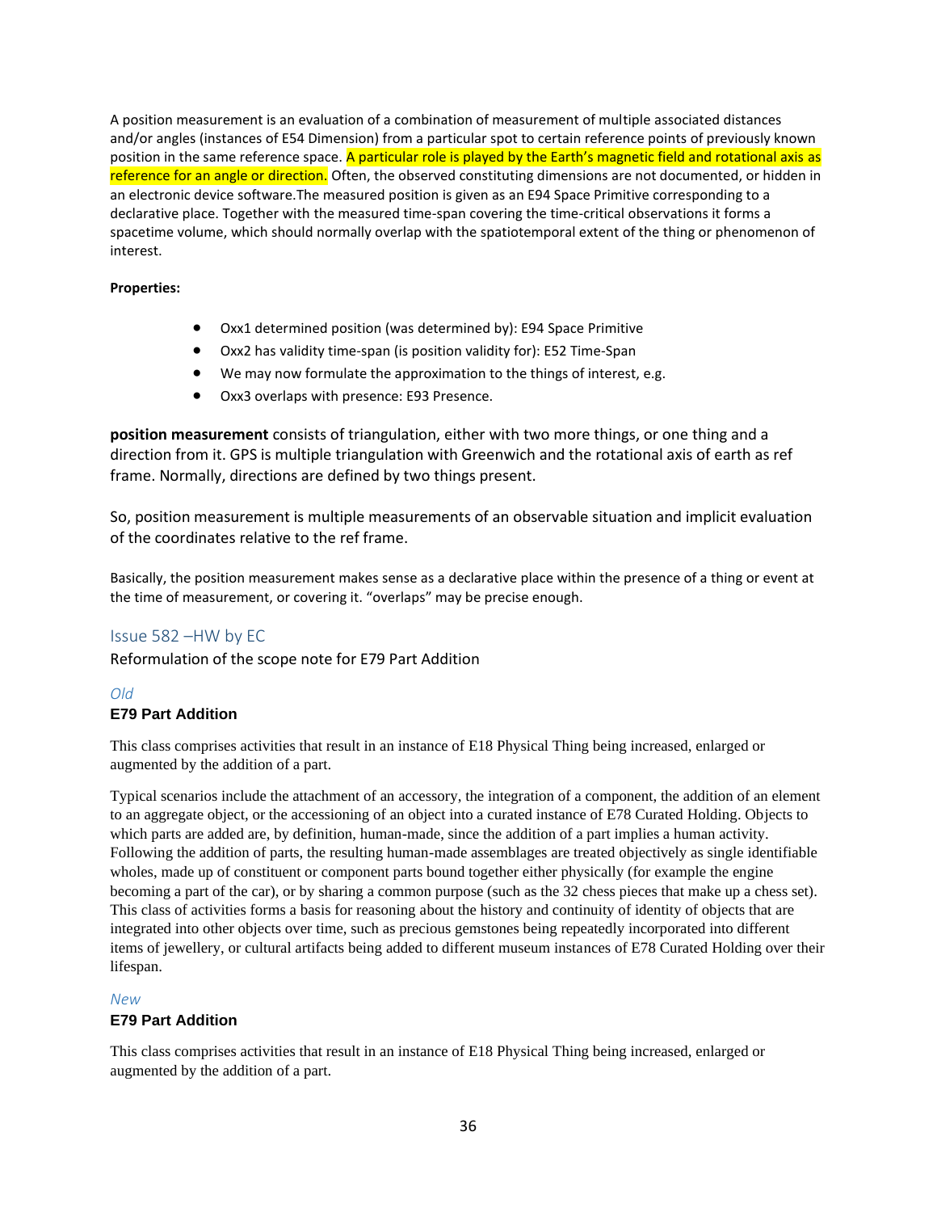A position measurement is an evaluation of a combination of measurement of multiple associated distances and/or angles (instances of E54 Dimension) from a particular spot to certain reference points of previously known position in the same reference space. A particular role is played by the Earth's magnetic field and rotational axis as reference for an angle or direction. Often, the observed constituting dimensions are not documented, or hidden in an electronic device software.The measured position is given as an E94 Space Primitive corresponding to a declarative place. Together with the measured time-span covering the time-critical observations it forms a spacetime volume, which should normally overlap with the spatiotemporal extent of the thing or phenomenon of interest.

**Properties:**

- Oxx1 determined position (was determined by): E94 Space Primitive
- Oxx2 has validity time-span (is position validity for): E52 Time-Span
- We may now formulate the approximation to the things of interest, e.g.
- Oxx3 overlaps with presence: E93 Presence.

**position measurement** consists of triangulation, either with two more things, or one thing and a direction from it. GPS is multiple triangulation with Greenwich and the rotational axis of earth as ref frame. Normally, directions are defined by two things present.

So, position measurement is multiple measurements of an observable situation and implicit evaluation of the coordinates relative to the ref frame.

Basically, the position measurement makes sense as a declarative place within the presence of a thing or event at the time of measurement, or covering it. "overlaps" may be precise enough.

## Issue 582 –HW by EC

Reformulation of the scope note for E79 Part Addition

*Old*

**E79 Part Addition**

This class comprises activities that result in an instance of E18 Physical Thing being increased, enlarged or augmented by the addition of a part.

Typical scenarios include the attachment of an accessory, the integration of a component, the addition of an element to an aggregate object, or the accessioning of an object into a curated instance of E78 Curated Holding. Objects to which parts are added are, by definition, human-made, since the addition of a part implies a human activity. Following the addition of parts, the resulting human-made assemblages are treated objectively as single identifiable wholes, made up of constituent or component parts bound together either physically (for example the engine becoming a part of the car), or by sharing a common purpose (such as the 32 chess pieces that make up a chess set). This class of activities forms a basis for reasoning about the history and continuity of identity of objects that are integrated into other objects over time, such as precious gemstones being repeatedly incorporated into different items of jewellery, or cultural artifacts being added to different museum instances of E78 Curated Holding over their lifespan.

*New*

**E79 Part Addition**

This class comprises activities that result in an instance of E18 Physical Thing being increased, enlarged or augmented by the addition of a part.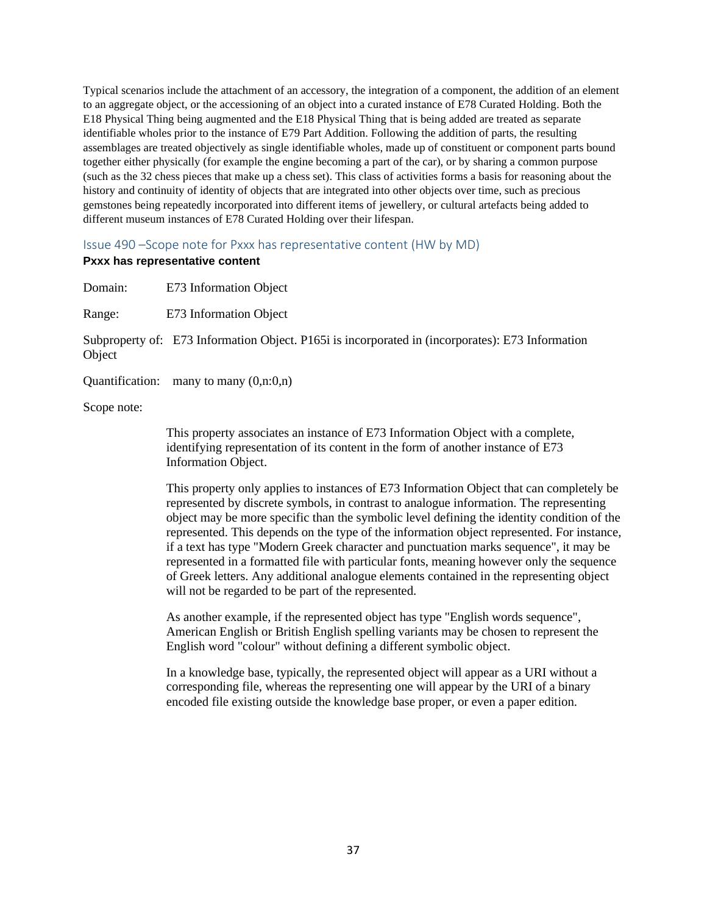Typical scenarios include the attachment of an accessory, the integration of a component, the addition of an element to an aggregate object, or the accessioning of an object into a curated instance of E78 Curated Holding. Both the E18 Physical Thing being augmented and the E18 Physical Thing that is being added are treated as separate identifiable wholes prior to the instance of E79 Part Addition. Following the addition of parts, the resulting assemblages are treated objectively as single identifiable wholes, made up of constituent or component parts bound together either physically (for example the engine becoming a part of the car), or by sharing a common purpose (such as the 32 chess pieces that make up a chess set). This class of activities forms a basis for reasoning about the history and continuity of identity of objects that are integrated into other objects over time, such as precious gemstones being repeatedly incorporated into different items of jewellery, or cultural artefacts being added to different museum instances of E78 Curated Holding over their lifespan.

### Issue 490 –Scope note for Pxxx has representative content (HW by MD)

**Pxxx has representative content**

Domain: E73 Information Object

Range: E73 Information Object

Subproperty of: E73 Information Object. P165i is incorporated in (incorporates): E73 Information Object

Quantification: many to many (0,n:0,n)

Scope note:

This property associates an instance of E73 Information Object with a complete, identifying representation of its content in the form of another instance of E73 Information Object.

This property only applies to instances of E73 Information Object that can completely be represented by discrete symbols, in contrast to analogue information. The representing object may be more specific than the symbolic level defining the identity condition of the represented. This depends on the type of the information object represented. For instance, if a text has type "Modern Greek character and punctuation marks sequence", it may be represented in a formatted file with particular fonts, meaning however only the sequence of Greek letters. Any additional analogue elements contained in the representing object will not be regarded to be part of the represented.

As another example, if the represented object has type "English words sequence", American English or British English spelling variants may be chosen to represent the English word "colour" without defining a different symbolic object.

In a knowledge base, typically, the represented object will appear as a URI without a corresponding file, whereas the representing one will appear by the URI of a binary encoded file existing outside the knowledge base proper, or even a paper edition.